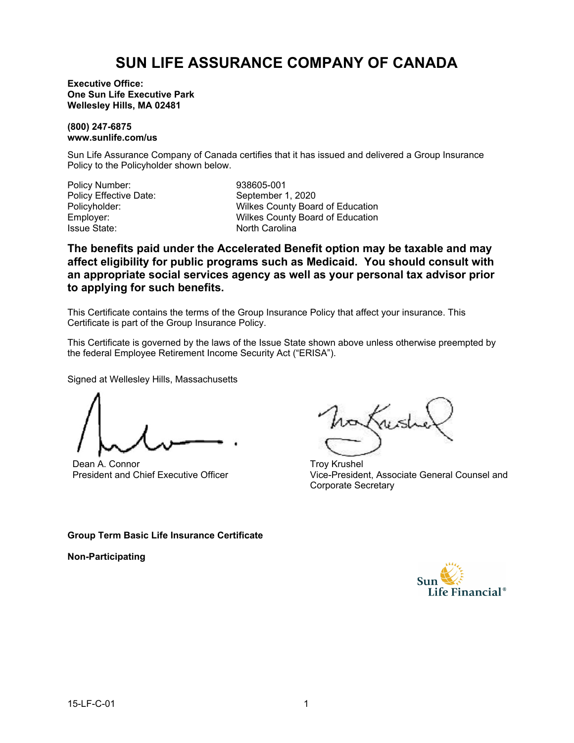# SUN LIFE ASSURANCE COMPANY OF CANADA

**Executive Office:**
**One Sun Life Executive Park**
**Wellesley Hills, MA 02481**

**(800) 247-6875**
**www.sunlife.com/us**

Sun Life Assurance Company of Canada certifies that it has issued and delivered a Group Insurance Policy to the Policyholder shown below.

| | |
|---|---|
| Policy Number: | 938605-001 |
| Policy Effective Date: | September 1, 2020 |
| Policyholder: | Wilkes County Board of Education |
| Employer: | Wilkes County Board of Education |
| Issue State: | North Carolina |

**The benefits paid under the Accelerated Benefit option may be taxable and may affect eligibility for public programs such as Medicaid. You should consult with an appropriate social services agency as well as your personal tax advisor prior to applying for such benefits.**

This Certificate contains the terms of the Group Insurance Policy that affect your insurance. This Certificate is part of the Group Insurance Policy.

This Certificate is governed by the laws of the Issue State shown above unless otherwise preempted by the federal Employee Retirement Income Security Act ("ERISA").

Signed at Wellesley Hills, Massachusetts

Dean A. Connor
President and Chief Executive Officer

Troy Krushel
Vice-President, Associate General Counsel and Corporate Secretary

**Group Term Basic Life Insurance Certificate**

**Non-Participating**

Sun Life Financial®

15-LF-C-01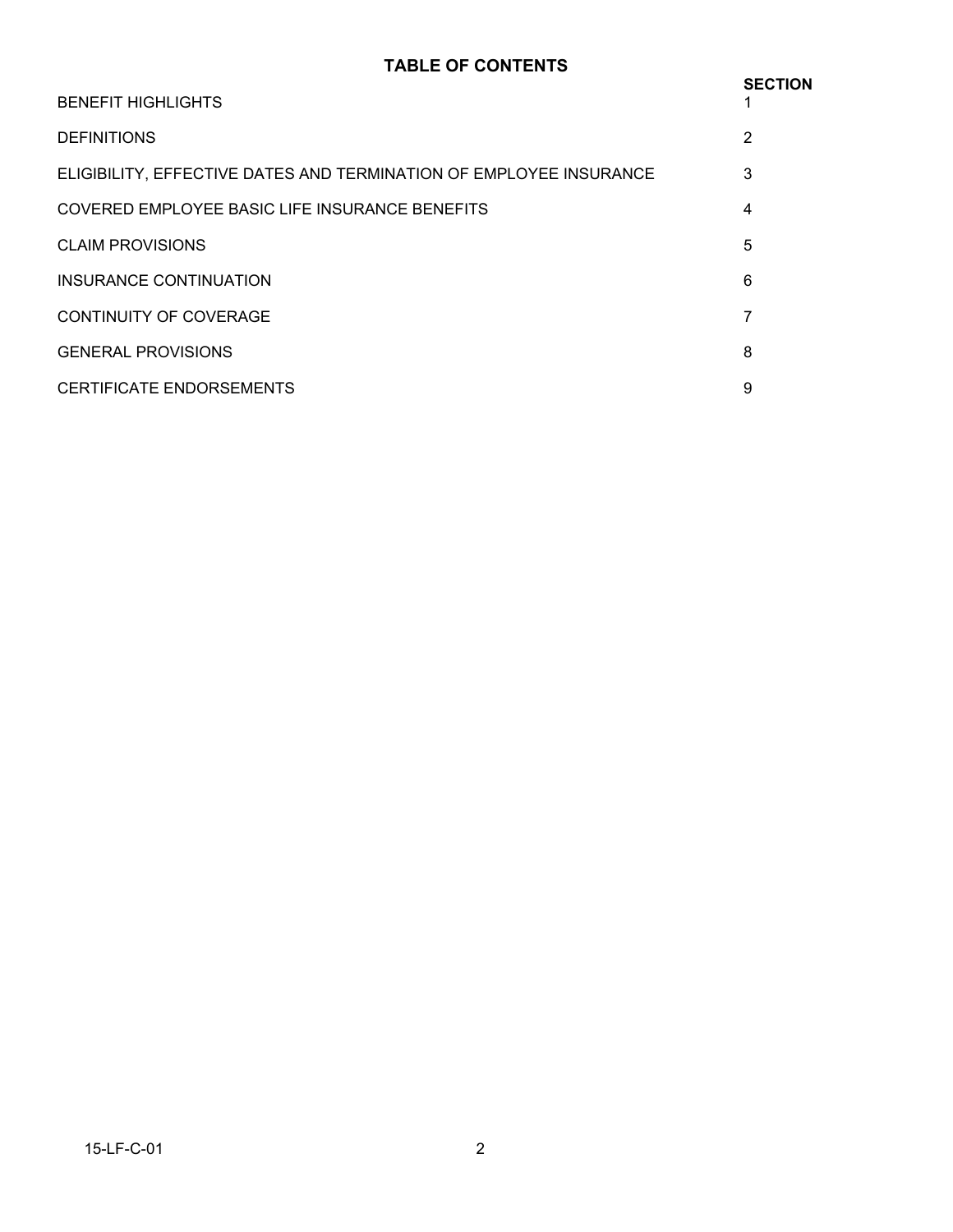# TABLE OF CONTENTS

| | SECTION |
|---|---|
| BENEFIT HIGHLIGHTS | 1 |
| DEFINITIONS | 2 |
| ELIGIBILITY, EFFECTIVE DATES AND TERMINATION OF EMPLOYEE INSURANCE | 3 |
| COVERED EMPLOYEE BASIC LIFE INSURANCE BENEFITS | 4 |
| CLAIM PROVISIONS | 5 |
| INSURANCE CONTINUATION | 6 |
| CONTINUITY OF COVERAGE | 7 |
| GENERAL PROVISIONS | 8 |
| CERTIFICATE ENDORSEMENTS | 9 |

15-LF-C-01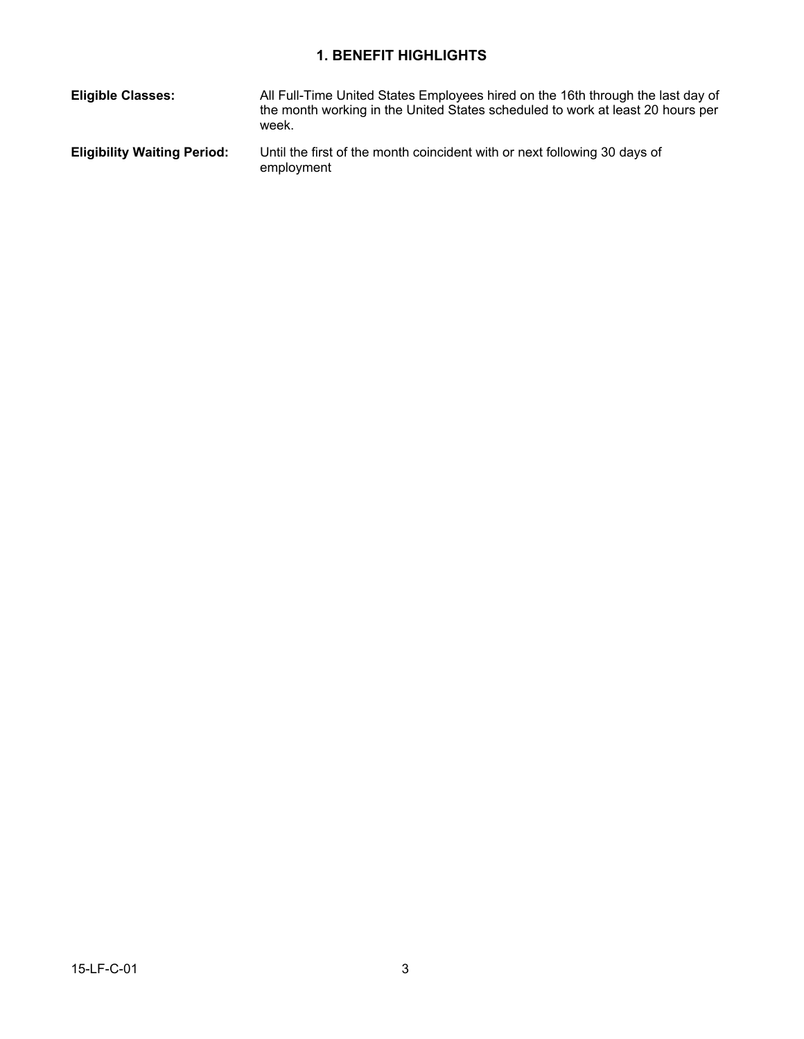## 1. BENEFIT HIGHLIGHTS

**Eligible Classes:** All Full-Time United States Employees hired on the 16th through the last day of the month working in the United States scheduled to work at least 20 hours per week.

**Eligibility Waiting Period:** Until the first of the month coincident with or next following 30 days of employment

15-LF-C-01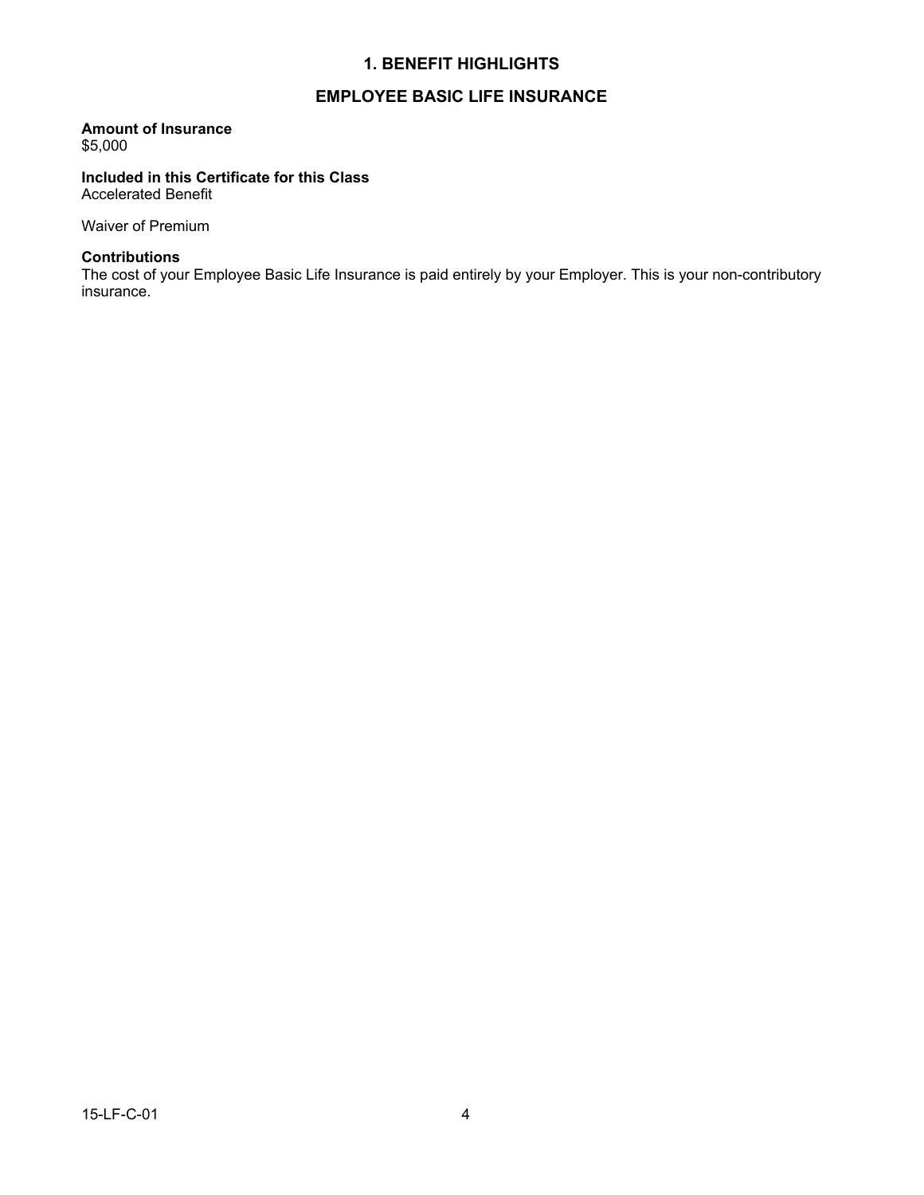## 1. BENEFIT HIGHLIGHTS

## EMPLOYEE BASIC LIFE INSURANCE

**Amount of Insurance**
$5,000

**Included in this Certificate for this Class**
Accelerated Benefit

Waiver of Premium

**Contributions**
The cost of your Employee Basic Life Insurance is paid entirely by your Employer. This is your non-contributory insurance.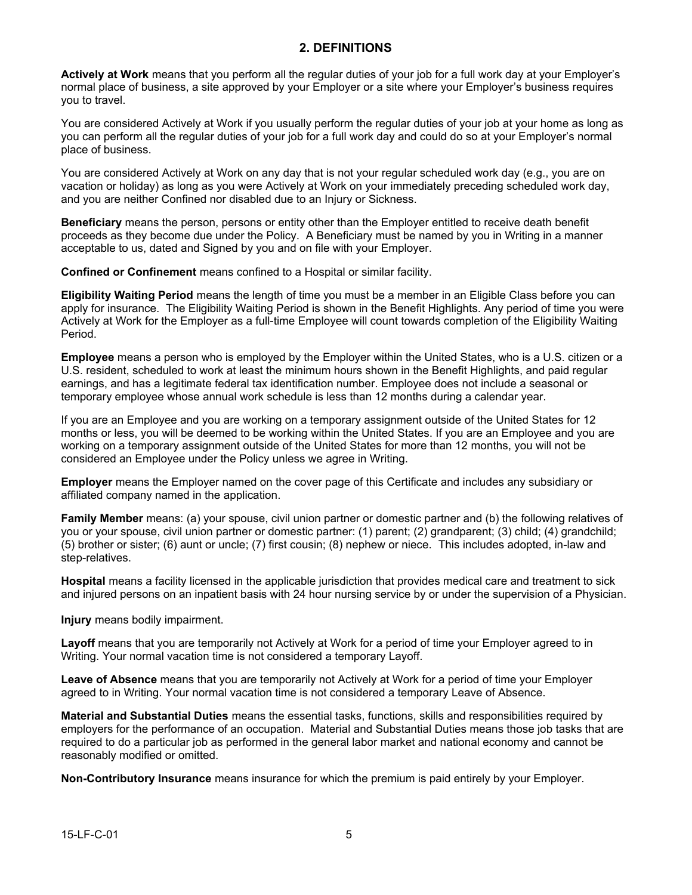## 2. DEFINITIONS

**Actively at Work** means that you perform all the regular duties of your job for a full work day at your Employer's normal place of business, a site approved by your Employer or a site where your Employer's business requires you to travel.

You are considered Actively at Work if you usually perform the regular duties of your job at your home as long as you can perform all the regular duties of your job for a full work day and could do so at your Employer's normal place of business.

You are considered Actively at Work on any day that is not your regular scheduled work day (e.g., you are on vacation or holiday) as long as you were Actively at Work on your immediately preceding scheduled work day, and you are neither Confined nor disabled due to an Injury or Sickness.

**Beneficiary** means the person, persons or entity other than the Employer entitled to receive death benefit proceeds as they become due under the Policy. A Beneficiary must be named by you in Writing in a manner acceptable to us, dated and Signed by you and on file with your Employer.

**Confined or Confinement** means confined to a Hospital or similar facility.

**Eligibility Waiting Period** means the length of time you must be a member in an Eligible Class before you can apply for insurance. The Eligibility Waiting Period is shown in the Benefit Highlights. Any period of time you were Actively at Work for the Employer as a full-time Employee will count towards completion of the Eligibility Waiting Period.

**Employee** means a person who is employed by the Employer within the United States, who is a U.S. citizen or a U.S. resident, scheduled to work at least the minimum hours shown in the Benefit Highlights, and paid regular earnings, and has a legitimate federal tax identification number. Employee does not include a seasonal or temporary employee whose annual work schedule is less than 12 months during a calendar year.

If you are an Employee and you are working on a temporary assignment outside of the United States for 12 months or less, you will be deemed to be working within the United States. If you are an Employee and you are working on a temporary assignment outside of the United States for more than 12 months, you will not be considered an Employee under the Policy unless we agree in Writing.

**Employer** means the Employer named on the cover page of this Certificate and includes any subsidiary or affiliated company named in the application.

**Family Member** means: (a) your spouse, civil union partner or domestic partner and (b) the following relatives of you or your spouse, civil union partner or domestic partner: (1) parent; (2) grandparent; (3) child; (4) grandchild; (5) brother or sister; (6) aunt or uncle; (7) first cousin; (8) nephew or niece. This includes adopted, in-law and step-relatives.

**Hospital** means a facility licensed in the applicable jurisdiction that provides medical care and treatment to sick and injured persons on an inpatient basis with 24 hour nursing service by or under the supervision of a Physician.

**Injury** means bodily impairment.

**Layoff** means that you are temporarily not Actively at Work for a period of time your Employer agreed to in Writing. Your normal vacation time is not considered a temporary Layoff.

**Leave of Absence** means that you are temporarily not Actively at Work for a period of time your Employer agreed to in Writing. Your normal vacation time is not considered a temporary Leave of Absence.

**Material and Substantial Duties** means the essential tasks, functions, skills and responsibilities required by employers for the performance of an occupation. Material and Substantial Duties means those job tasks that are required to do a particular job as performed in the general labor market and national economy and cannot be reasonably modified or omitted.

**Non-Contributory Insurance** means insurance for which the premium is paid entirely by your Employer.

15-LF-C-01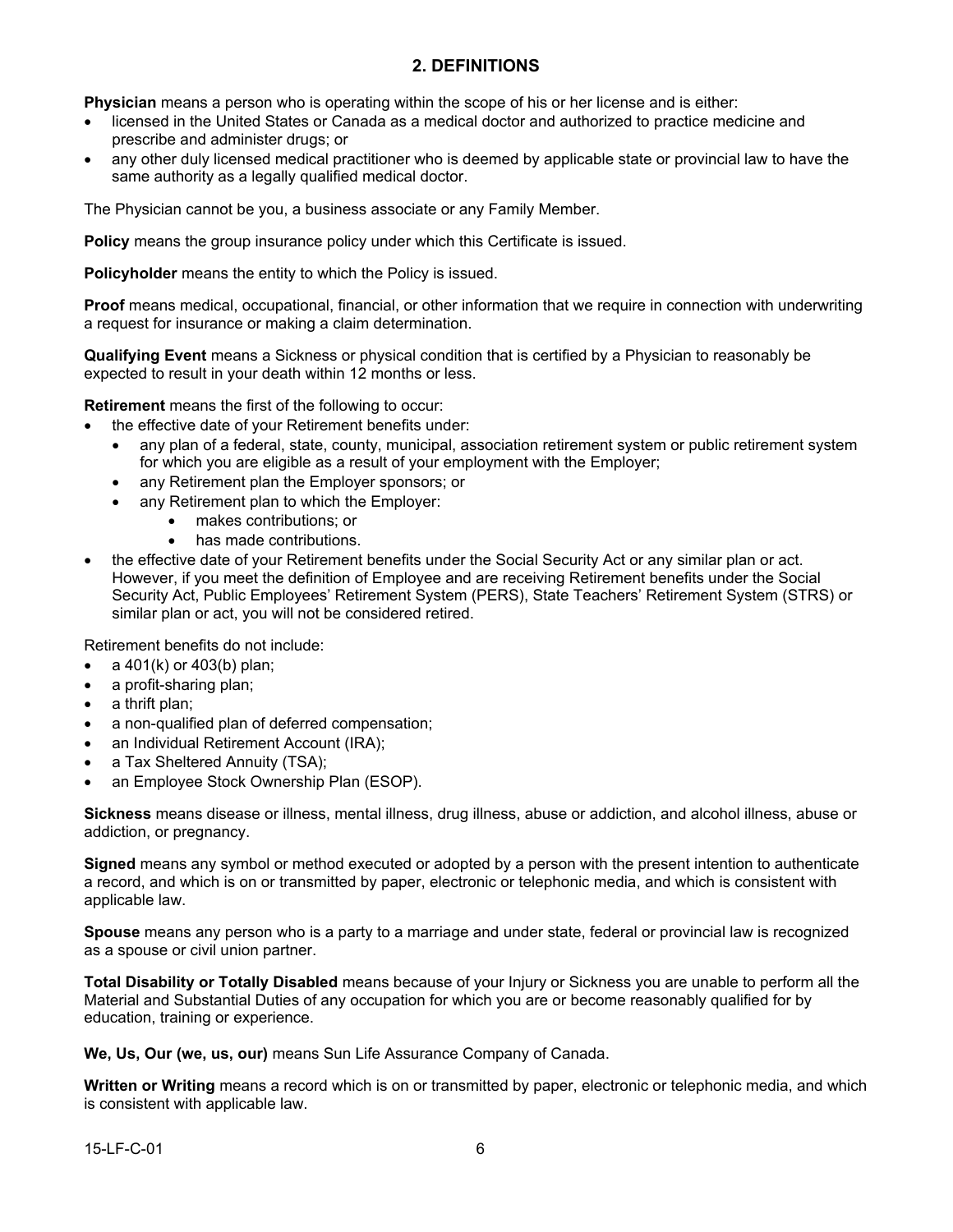## 2. DEFINITIONS

**Physician** means a person who is operating within the scope of his or her license and is either:

- licensed in the United States or Canada as a medical doctor and authorized to practice medicine and prescribe and administer drugs; or
- any other duly licensed medical practitioner who is deemed by applicable state or provincial law to have the same authority as a legally qualified medical doctor.

The Physician cannot be you, a business associate or any Family Member.

**Policy** means the group insurance policy under which this Certificate is issued.

**Policyholder** means the entity to which the Policy is issued.

**Proof** means medical, occupational, financial, or other information that we require in connection with underwriting a request for insurance or making a claim determination.

**Qualifying Event** means a Sickness or physical condition that is certified by a Physician to reasonably be expected to result in your death within 12 months or less.

**Retirement** means the first of the following to occur:

- the effective date of your Retirement benefits under:
  - any plan of a federal, state, county, municipal, association retirement system or public retirement system for which you are eligible as a result of your employment with the Employer;
  - any Retirement plan the Employer sponsors; or
  - any Retirement plan to which the Employer:
    - makes contributions; or
    - has made contributions.
- the effective date of your Retirement benefits under the Social Security Act or any similar plan or act. However, if you meet the definition of Employee and are receiving Retirement benefits under the Social Security Act, Public Employees' Retirement System (PERS), State Teachers' Retirement System (STRS) or similar plan or act, you will not be considered retired.

Retirement benefits do not include:

- a 401(k) or 403(b) plan;
- a profit-sharing plan;
- a thrift plan;
- a non-qualified plan of deferred compensation;
- an Individual Retirement Account (IRA);
- a Tax Sheltered Annuity (TSA);
- an Employee Stock Ownership Plan (ESOP).

**Sickness** means disease or illness, mental illness, drug illness, abuse or addiction, and alcohol illness, abuse or addiction, or pregnancy.

**Signed** means any symbol or method executed or adopted by a person with the present intention to authenticate a record, and which is on or transmitted by paper, electronic or telephonic media, and which is consistent with applicable law.

**Spouse** means any person who is a party to a marriage and under state, federal or provincial law is recognized as a spouse or civil union partner.

**Total Disability or Totally Disabled** means because of your Injury or Sickness you are unable to perform all the Material and Substantial Duties of any occupation for which you are or become reasonably qualified for by education, training or experience.

**We, Us, Our (we, us, our)** means Sun Life Assurance Company of Canada.

**Written or Writing** means a record which is on or transmitted by paper, electronic or telephonic media, and which is consistent with applicable law.

15-LF-C-01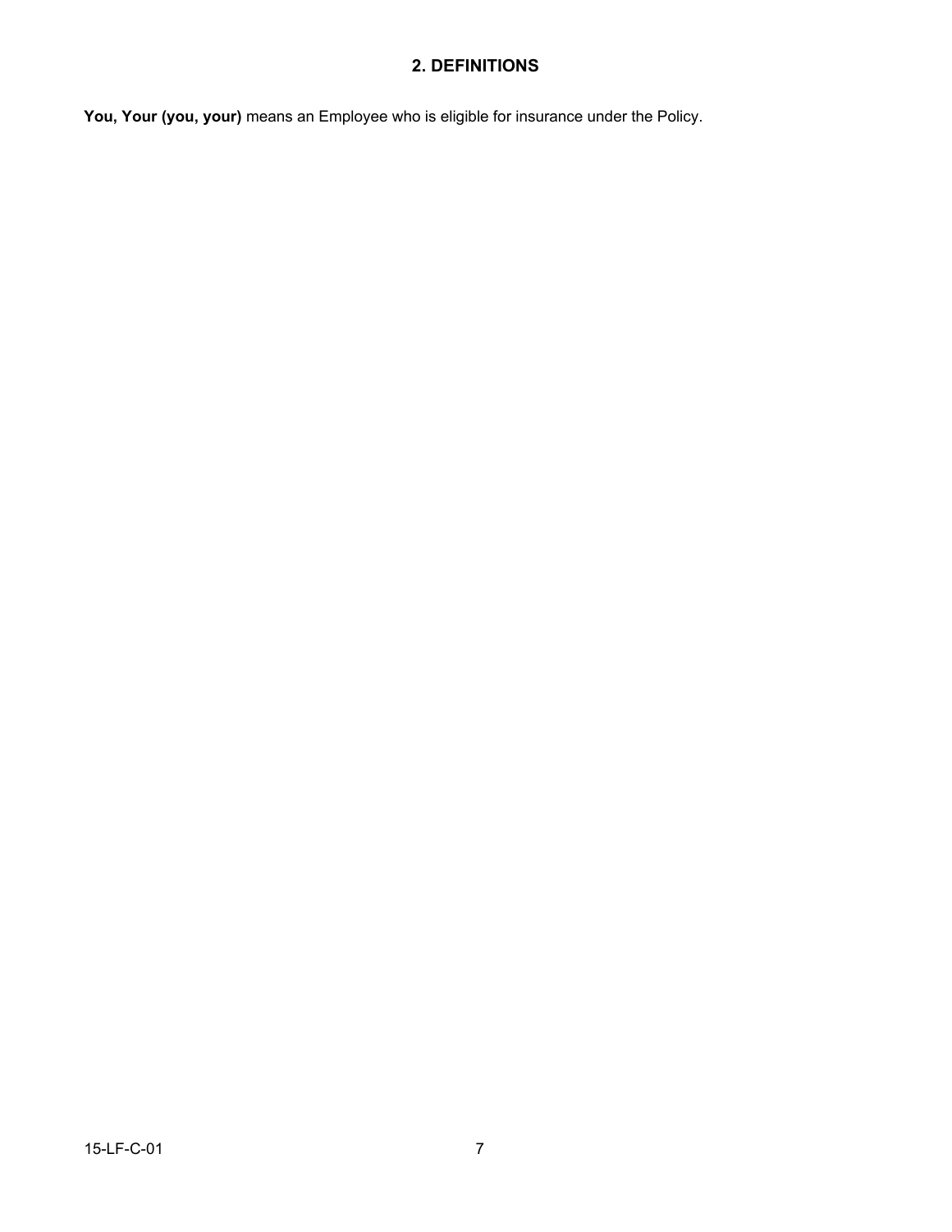## 2. DEFINITIONS

**You, Your (you, your)** means an Employee who is eligible for insurance under the Policy.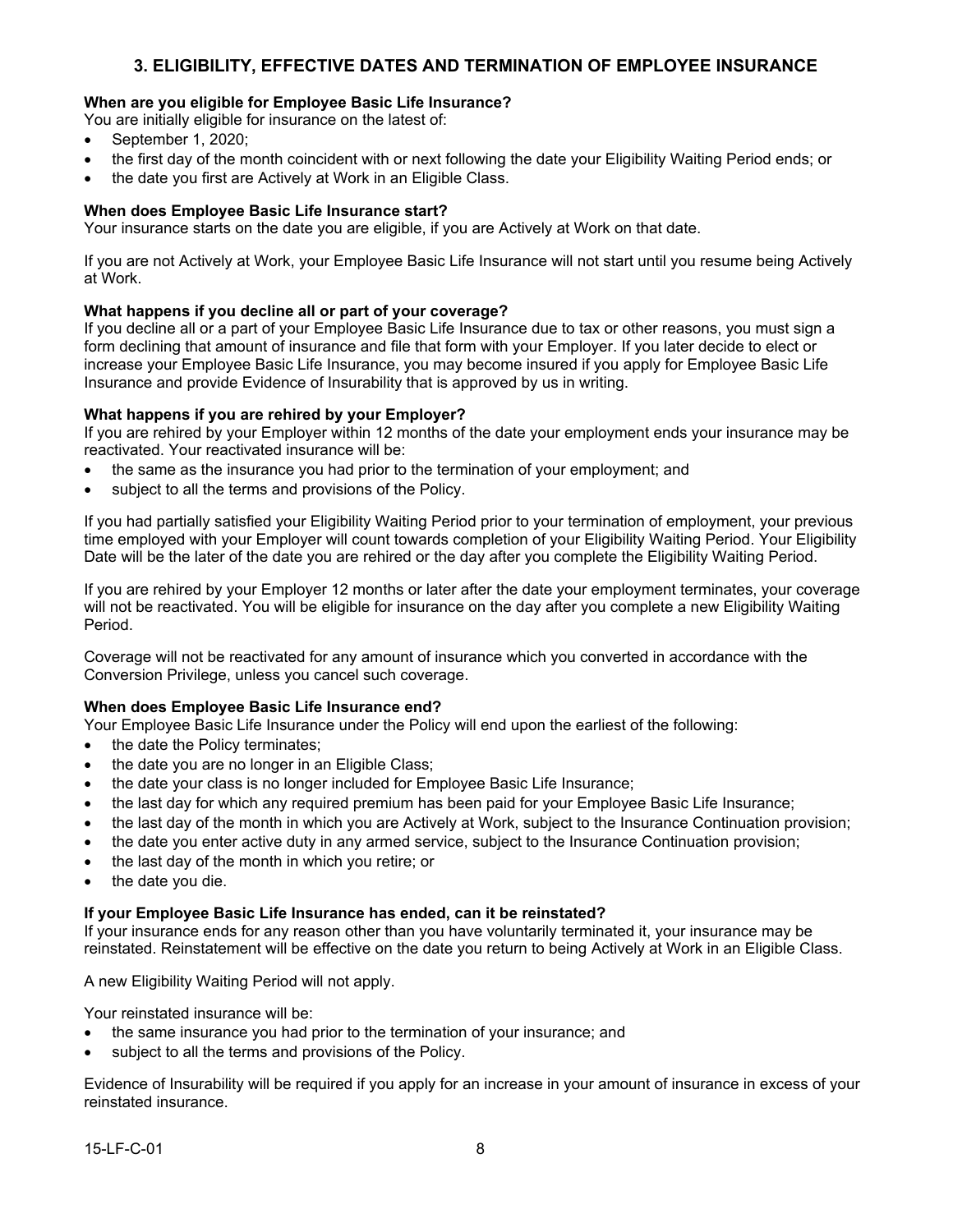## 3. ELIGIBILITY, EFFECTIVE DATES AND TERMINATION OF EMPLOYEE INSURANCE

**When are you eligible for Employee Basic Life Insurance?**
You are initially eligible for insurance on the latest of:

- September 1, 2020;
- the first day of the month coincident with or next following the date your Eligibility Waiting Period ends; or
- the date you first are Actively at Work in an Eligible Class.

**When does Employee Basic Life Insurance start?**
Your insurance starts on the date you are eligible, if you are Actively at Work on that date.

If you are not Actively at Work, your Employee Basic Life Insurance will not start until you resume being Actively at Work.

**What happens if you decline all or part of your coverage?**
If you decline all or a part of your Employee Basic Life Insurance due to tax or other reasons, you must sign a form declining that amount of insurance and file that form with your Employer. If you later decide to elect or increase your Employee Basic Life Insurance, you may become insured if you apply for Employee Basic Life Insurance and provide Evidence of Insurability that is approved by us in writing.

**What happens if you are rehired by your Employer?**
If you are rehired by your Employer within 12 months of the date your employment ends your insurance may be reactivated. Your reactivated insurance will be:

- the same as the insurance you had prior to the termination of your employment; and
- subject to all the terms and provisions of the Policy.

If you had partially satisfied your Eligibility Waiting Period prior to your termination of employment, your previous time employed with your Employer will count towards completion of your Eligibility Waiting Period. Your Eligibility Date will be the later of the date you are rehired or the day after you complete the Eligibility Waiting Period.

If you are rehired by your Employer 12 months or later after the date your employment terminates, your coverage will not be reactivated. You will be eligible for insurance on the day after you complete a new Eligibility Waiting Period.

Coverage will not be reactivated for any amount of insurance which you converted in accordance with the Conversion Privilege, unless you cancel such coverage.

**When does Employee Basic Life Insurance end?**
Your Employee Basic Life Insurance under the Policy will end upon the earliest of the following:

- the date the Policy terminates;
- the date you are no longer in an Eligible Class;
- the date your class is no longer included for Employee Basic Life Insurance;
- the last day for which any required premium has been paid for your Employee Basic Life Insurance;
- the last day of the month in which you are Actively at Work, subject to the Insurance Continuation provision;
- the date you enter active duty in any armed service, subject to the Insurance Continuation provision;
- the last day of the month in which you retire; or
- the date you die.

**If your Employee Basic Life Insurance has ended, can it be reinstated?**
If your insurance ends for any reason other than you have voluntarily terminated it, your insurance may be reinstated. Reinstatement will be effective on the date you return to being Actively at Work in an Eligible Class.

A new Eligibility Waiting Period will not apply.

Your reinstated insurance will be:

- the same insurance you had prior to the termination of your insurance; and
- subject to all the terms and provisions of the Policy.

Evidence of Insurability will be required if you apply for an increase in your amount of insurance in excess of your reinstated insurance.

15-LF-C-01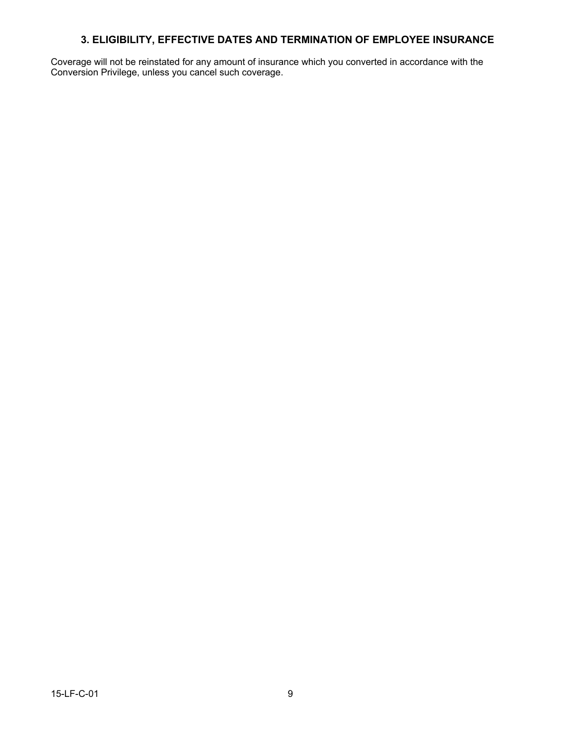## 3. ELIGIBILITY, EFFECTIVE DATES AND TERMINATION OF EMPLOYEE INSURANCE

Coverage will not be reinstated for any amount of insurance which you converted in accordance with the Conversion Privilege, unless you cancel such coverage.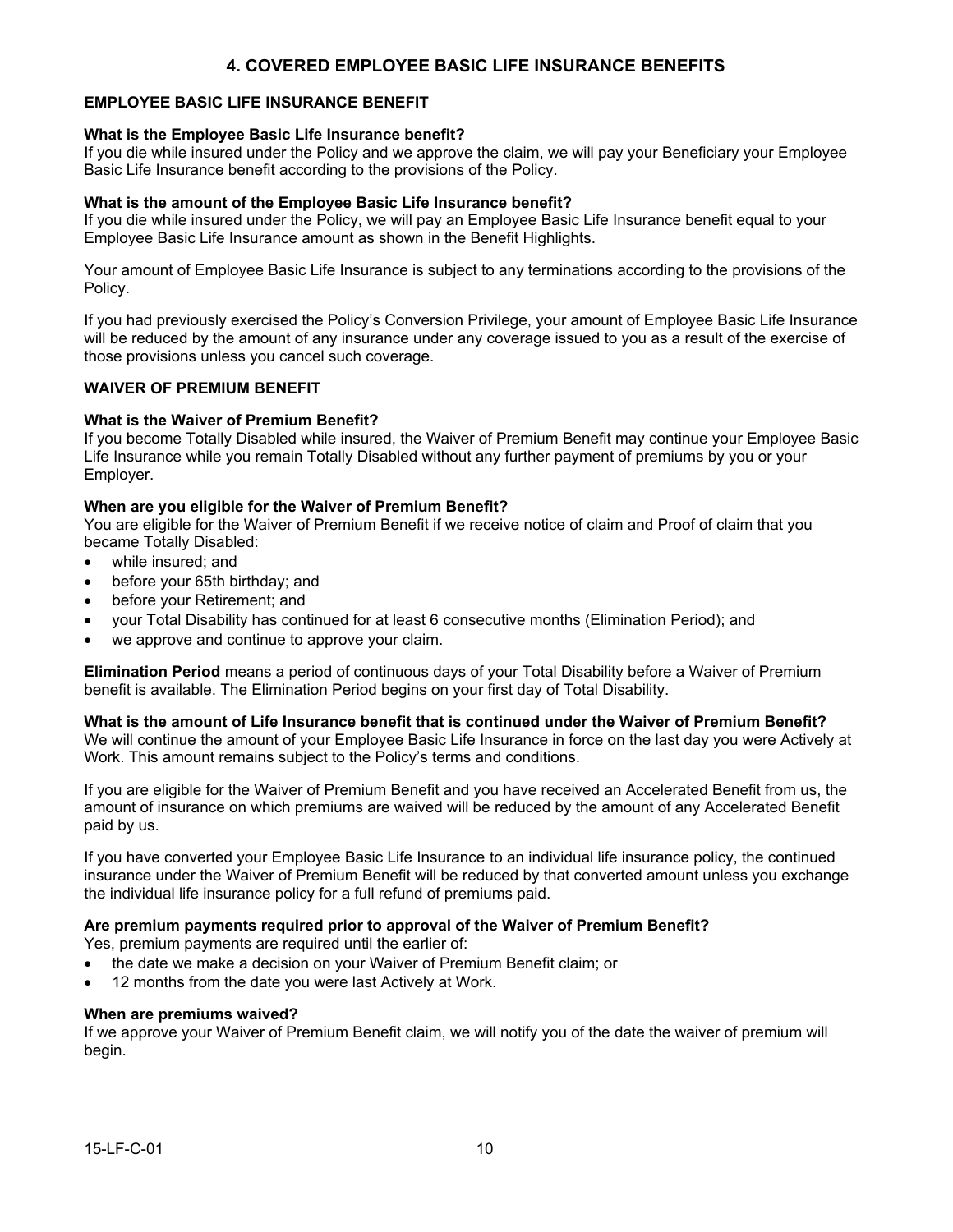# 4. COVERED EMPLOYEE BASIC LIFE INSURANCE BENEFITS

## EMPLOYEE BASIC LIFE INSURANCE BENEFIT

**What is the Employee Basic Life Insurance benefit?**
If you die while insured under the Policy and we approve the claim, we will pay your Beneficiary your Employee Basic Life Insurance benefit according to the provisions of the Policy.

**What is the amount of the Employee Basic Life Insurance benefit?**
If you die while insured under the Policy, we will pay an Employee Basic Life Insurance benefit equal to your Employee Basic Life Insurance amount as shown in the Benefit Highlights.

Your amount of Employee Basic Life Insurance is subject to any terminations according to the provisions of the Policy.

If you had previously exercised the Policy's Conversion Privilege, your amount of Employee Basic Life Insurance will be reduced by the amount of any insurance under any coverage issued to you as a result of the exercise of those provisions unless you cancel such coverage.

## WAIVER OF PREMIUM BENEFIT

**What is the Waiver of Premium Benefit?**
If you become Totally Disabled while insured, the Waiver of Premium Benefit may continue your Employee Basic Life Insurance while you remain Totally Disabled without any further payment of premiums by you or your Employer.

**When are you eligible for the Waiver of Premium Benefit?**
You are eligible for the Waiver of Premium Benefit if we receive notice of claim and Proof of claim that you became Totally Disabled:

- while insured; and
- before your 65th birthday; and
- before your Retirement; and
- your Total Disability has continued for at least 6 consecutive months (Elimination Period); and
- we approve and continue to approve your claim.

**Elimination Period** means a period of continuous days of your Total Disability before a Waiver of Premium benefit is available. The Elimination Period begins on your first day of Total Disability.

**What is the amount of Life Insurance benefit that is continued under the Waiver of Premium Benefit?**
We will continue the amount of your Employee Basic Life Insurance in force on the last day you were Actively at Work. This amount remains subject to the Policy's terms and conditions.

If you are eligible for the Waiver of Premium Benefit and you have received an Accelerated Benefit from us, the amount of insurance on which premiums are waived will be reduced by the amount of any Accelerated Benefit paid by us.

If you have converted your Employee Basic Life Insurance to an individual life insurance policy, the continued insurance under the Waiver of Premium Benefit will be reduced by that converted amount unless you exchange the individual life insurance policy for a full refund of premiums paid.

**Are premium payments required prior to approval of the Waiver of Premium Benefit?**
Yes, premium payments are required until the earlier of:

- the date we make a decision on your Waiver of Premium Benefit claim; or
- 12 months from the date you were last Actively at Work.

**When are premiums waived?**
If we approve your Waiver of Premium Benefit claim, we will notify you of the date the waiver of premium will begin.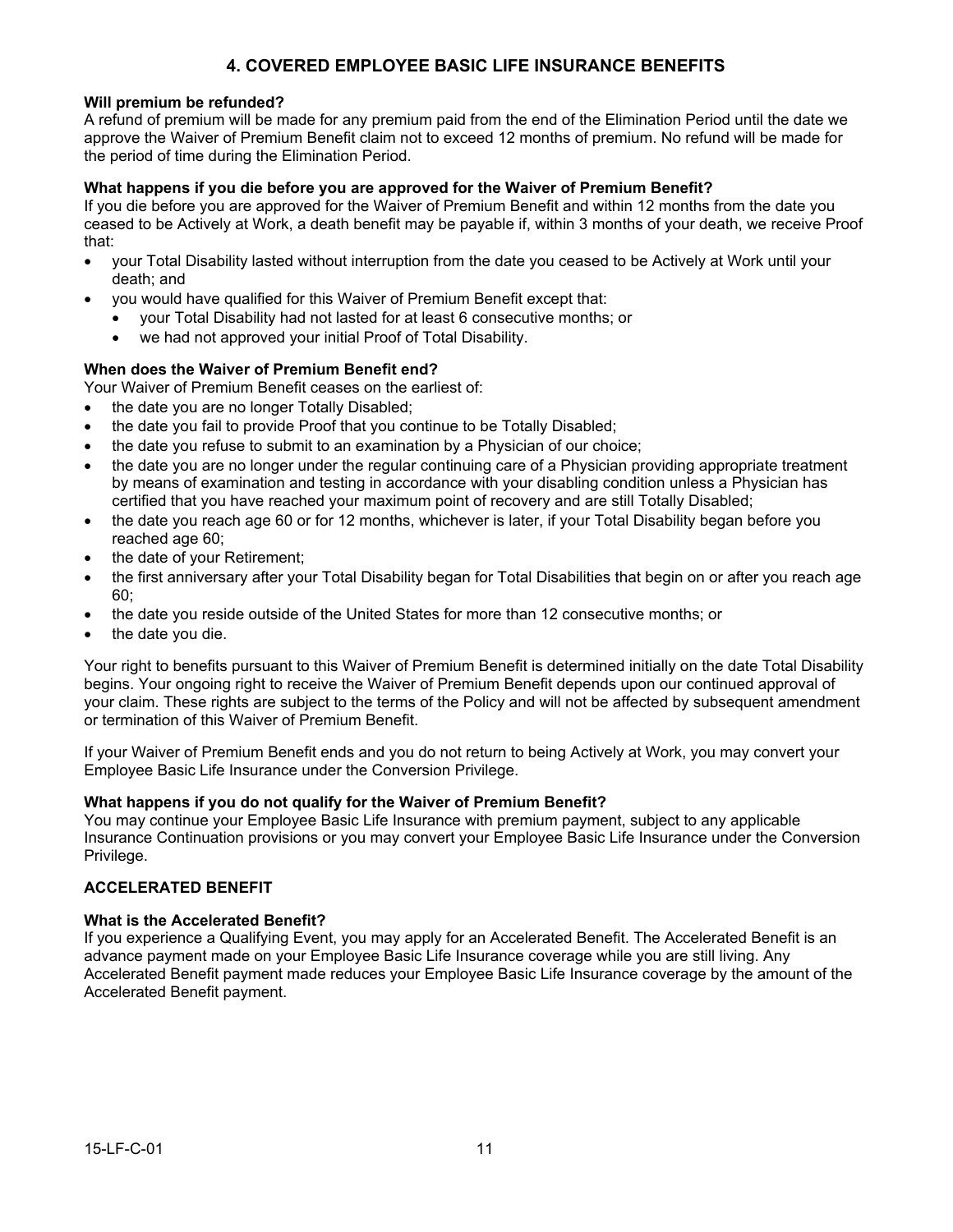## 4. COVERED EMPLOYEE BASIC LIFE INSURANCE BENEFITS

**Will premium be refunded?**

A refund of premium will be made for any premium paid from the end of the Elimination Period until the date we approve the Waiver of Premium Benefit claim not to exceed 12 months of premium. No refund will be made for the period of time during the Elimination Period.

**What happens if you die before you are approved for the Waiver of Premium Benefit?**

If you die before you are approved for the Waiver of Premium Benefit and within 12 months from the date you ceased to be Actively at Work, a death benefit may be payable if, within 3 months of your death, we receive Proof that:

- your Total Disability lasted without interruption from the date you ceased to be Actively at Work until your death; and
- you would have qualified for this Waiver of Premium Benefit except that:
  - your Total Disability had not lasted for at least 6 consecutive months; or
  - we had not approved your initial Proof of Total Disability.

**When does the Waiver of Premium Benefit end?**

Your Waiver of Premium Benefit ceases on the earliest of:

- the date you are no longer Totally Disabled;
- the date you fail to provide Proof that you continue to be Totally Disabled;
- the date you refuse to submit to an examination by a Physician of our choice;
- the date you are no longer under the regular continuing care of a Physician providing appropriate treatment by means of examination and testing in accordance with your disabling condition unless a Physician has certified that you have reached your maximum point of recovery and are still Totally Disabled;
- the date you reach age 60 or for 12 months, whichever is later, if your Total Disability began before you reached age 60;
- the date of your Retirement;
- the first anniversary after your Total Disability began for Total Disabilities that begin on or after you reach age 60;
- the date you reside outside of the United States for more than 12 consecutive months; or
- the date you die.

Your right to benefits pursuant to this Waiver of Premium Benefit is determined initially on the date Total Disability begins. Your ongoing right to receive the Waiver of Premium Benefit depends upon our continued approval of your claim. These rights are subject to the terms of the Policy and will not be affected by subsequent amendment or termination of this Waiver of Premium Benefit.

If your Waiver of Premium Benefit ends and you do not return to being Actively at Work, you may convert your Employee Basic Life Insurance under the Conversion Privilege.

**What happens if you do not qualify for the Waiver of Premium Benefit?**

You may continue your Employee Basic Life Insurance with premium payment, subject to any applicable Insurance Continuation provisions or you may convert your Employee Basic Life Insurance under the Conversion Privilege.

### ACCELERATED BENEFIT

**What is the Accelerated Benefit?**

If you experience a Qualifying Event, you may apply for an Accelerated Benefit. The Accelerated Benefit is an advance payment made on your Employee Basic Life Insurance coverage while you are still living. Any Accelerated Benefit payment made reduces your Employee Basic Life Insurance coverage by the amount of the Accelerated Benefit payment.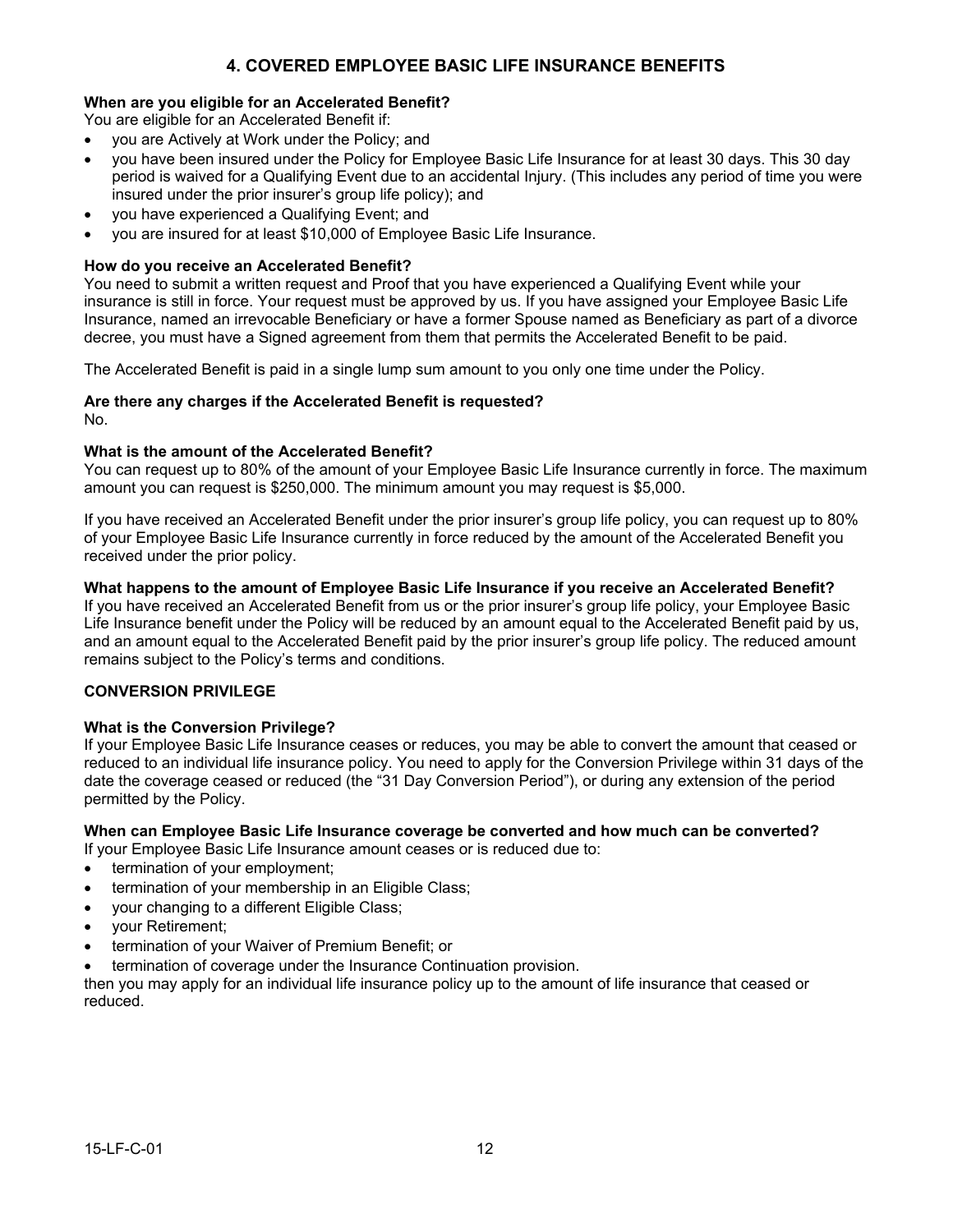## 4. COVERED EMPLOYEE BASIC LIFE INSURANCE BENEFITS

**When are you eligible for an Accelerated Benefit?**
You are eligible for an Accelerated Benefit if:

- you are Actively at Work under the Policy; and
- you have been insured under the Policy for Employee Basic Life Insurance for at least 30 days. This 30 day period is waived for a Qualifying Event due to an accidental Injury. (This includes any period of time you were insured under the prior insurer's group life policy); and
- you have experienced a Qualifying Event; and
- you are insured for at least $10,000 of Employee Basic Life Insurance.

**How do you receive an Accelerated Benefit?**
You need to submit a written request and Proof that you have experienced a Qualifying Event while your insurance is still in force. Your request must be approved by us. If you have assigned your Employee Basic Life Insurance, named an irrevocable Beneficiary or have a former Spouse named as Beneficiary as part of a divorce decree, you must have a Signed agreement from them that permits the Accelerated Benefit to be paid.

The Accelerated Benefit is paid in a single lump sum amount to you only one time under the Policy.

**Are there any charges if the Accelerated Benefit is requested?**
No.

**What is the amount of the Accelerated Benefit?**
You can request up to 80% of the amount of your Employee Basic Life Insurance currently in force. The maximum amount you can request is $250,000. The minimum amount you may request is $5,000.

If you have received an Accelerated Benefit under the prior insurer's group life policy, you can request up to 80% of your Employee Basic Life Insurance currently in force reduced by the amount of the Accelerated Benefit you received under the prior policy.

**What happens to the amount of Employee Basic Life Insurance if you receive an Accelerated Benefit?**
If you have received an Accelerated Benefit from us or the prior insurer's group life policy, your Employee Basic Life Insurance benefit under the Policy will be reduced by an amount equal to the Accelerated Benefit paid by us, and an amount equal to the Accelerated Benefit paid by the prior insurer's group life policy. The reduced amount remains subject to the Policy's terms and conditions.

### CONVERSION PRIVILEGE

**What is the Conversion Privilege?**
If your Employee Basic Life Insurance ceases or reduces, you may be able to convert the amount that ceased or reduced to an individual life insurance policy. You need to apply for the Conversion Privilege within 31 days of the date the coverage ceased or reduced (the "31 Day Conversion Period"), or during any extension of the period permitted by the Policy.

**When can Employee Basic Life Insurance coverage be converted and how much can be converted?**
If your Employee Basic Life Insurance amount ceases or is reduced due to:

- termination of your employment;
- termination of your membership in an Eligible Class;
- your changing to a different Eligible Class;
- your Retirement;
- termination of your Waiver of Premium Benefit; or
- termination of coverage under the Insurance Continuation provision.

then you may apply for an individual life insurance policy up to the amount of life insurance that ceased or reduced.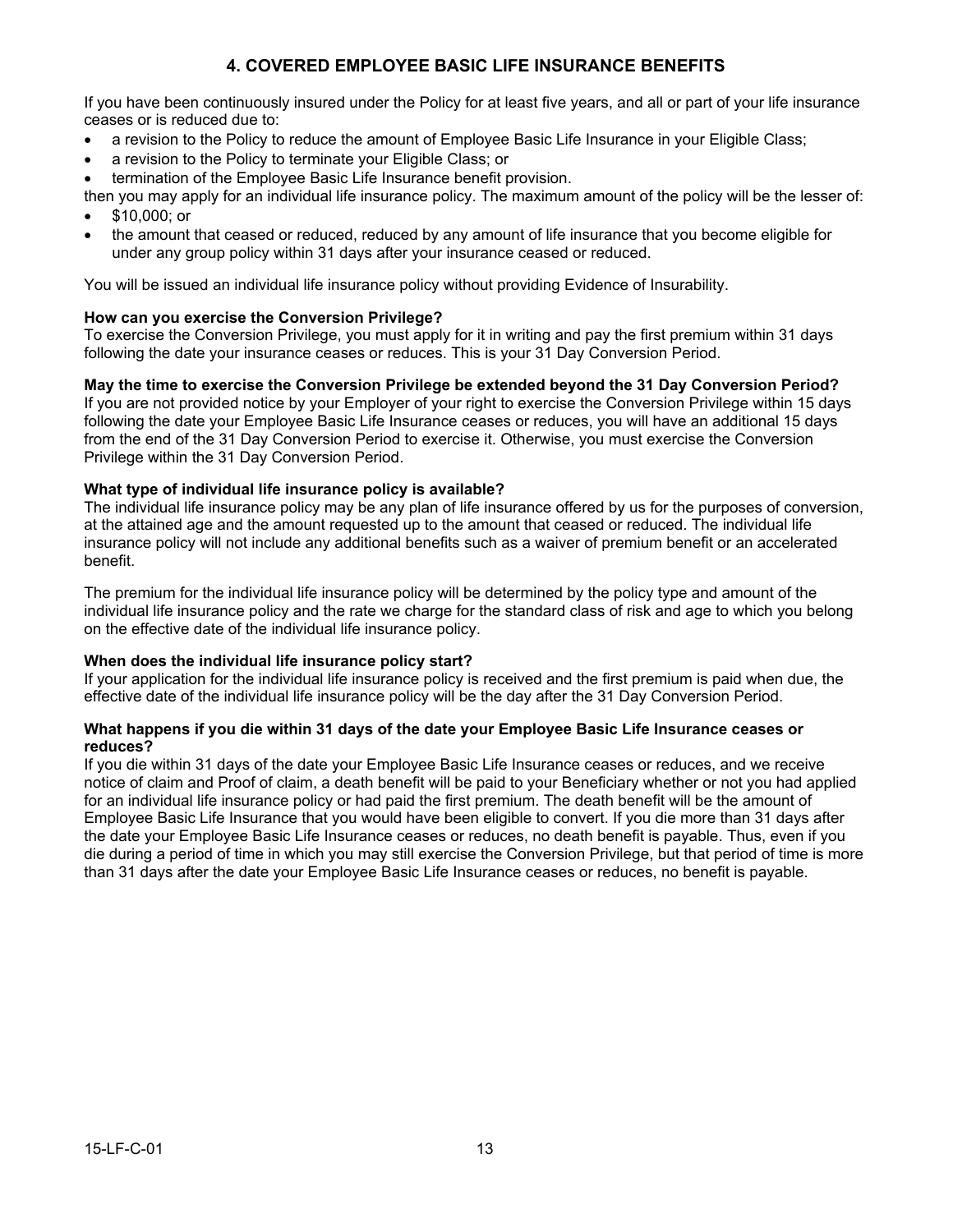## 4. COVERED EMPLOYEE BASIC LIFE INSURANCE BENEFITS

If you have been continuously insured under the Policy for at least five years, and all or part of your life insurance ceases or is reduced due to:

- a revision to the Policy to reduce the amount of Employee Basic Life Insurance in your Eligible Class;
- a revision to the Policy to terminate your Eligible Class; or
- termination of the Employee Basic Life Insurance benefit provision.

then you may apply for an individual life insurance policy. The maximum amount of the policy will be the lesser of:

- $10,000; or
- the amount that ceased or reduced, reduced by any amount of life insurance that you become eligible for under any group policy within 31 days after your insurance ceased or reduced.

You will be issued an individual life insurance policy without providing Evidence of Insurability.

**How can you exercise the Conversion Privilege?**
To exercise the Conversion Privilege, you must apply for it in writing and pay the first premium within 31 days following the date your insurance ceases or reduces. This is your 31 Day Conversion Period.

**May the time to exercise the Conversion Privilege be extended beyond the 31 Day Conversion Period?**
If you are not provided notice by your Employer of your right to exercise the Conversion Privilege within 15 days following the date your Employee Basic Life Insurance ceases or reduces, you will have an additional 15 days from the end of the 31 Day Conversion Period to exercise it. Otherwise, you must exercise the Conversion Privilege within the 31 Day Conversion Period.

**What type of individual life insurance policy is available?**
The individual life insurance policy may be any plan of life insurance offered by us for the purposes of conversion, at the attained age and the amount requested up to the amount that ceased or reduced. The individual life insurance policy will not include any additional benefits such as a waiver of premium benefit or an accelerated benefit.

The premium for the individual life insurance policy will be determined by the policy type and amount of the individual life insurance policy and the rate we charge for the standard class of risk and age to which you belong on the effective date of the individual life insurance policy.

**When does the individual life insurance policy start?**
If your application for the individual life insurance policy is received and the first premium is paid when due, the effective date of the individual life insurance policy will be the day after the 31 Day Conversion Period.

**What happens if you die within 31 days of the date your Employee Basic Life Insurance ceases or reduces?**
If you die within 31 days of the date your Employee Basic Life Insurance ceases or reduces, and we receive notice of claim and Proof of claim, a death benefit will be paid to your Beneficiary whether or not you had applied for an individual life insurance policy or had paid the first premium. The death benefit will be the amount of Employee Basic Life Insurance that you would have been eligible to convert. If you die more than 31 days after the date your Employee Basic Life Insurance ceases or reduces, no death benefit is payable. Thus, even if you die during a period of time in which you may still exercise the Conversion Privilege, but that period of time is more than 31 days after the date your Employee Basic Life Insurance ceases or reduces, no benefit is payable.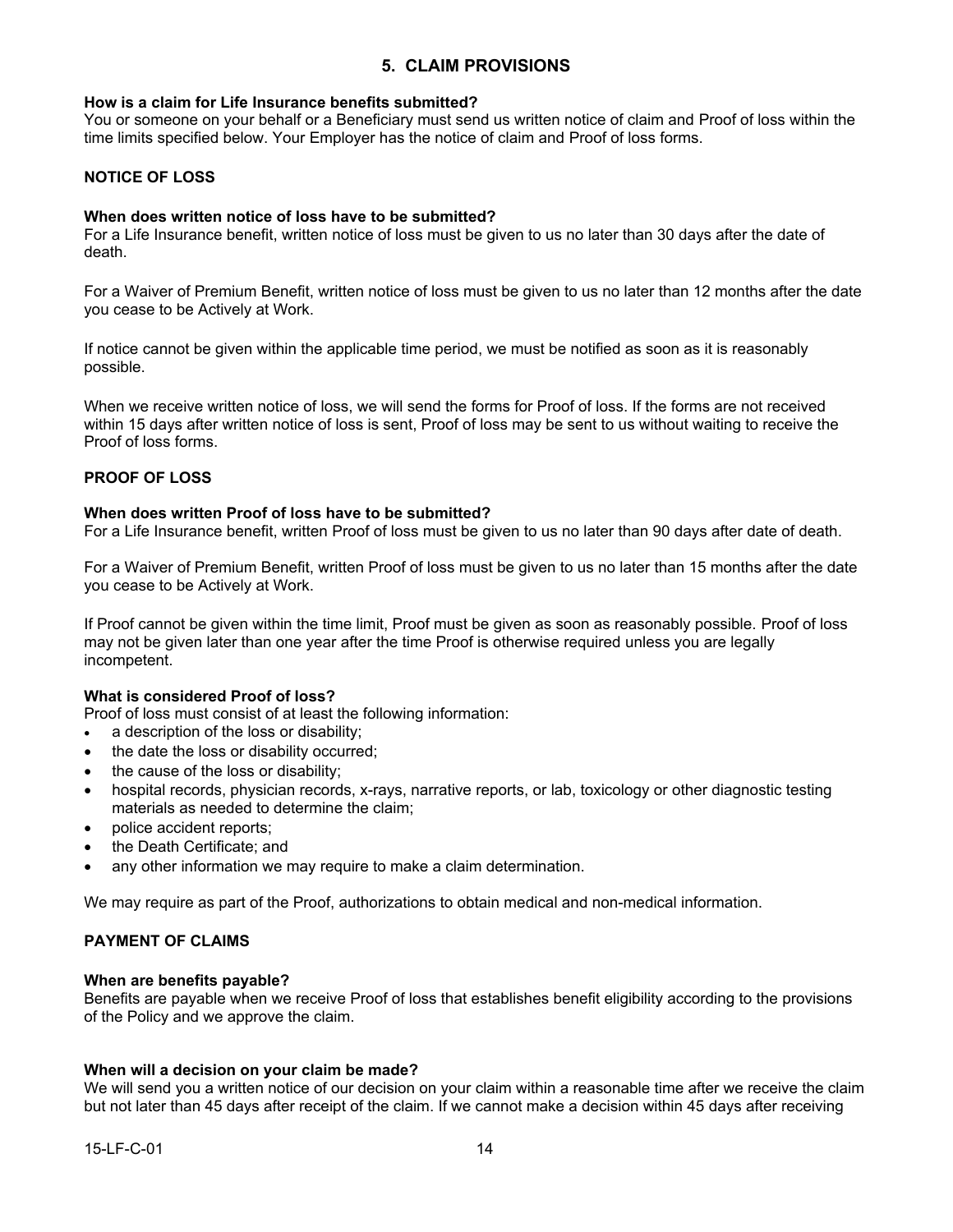## 5. CLAIM PROVISIONS

**How is a claim for Life Insurance benefits submitted?**
You or someone on your behalf or a Beneficiary must send us written notice of claim and Proof of loss within the time limits specified below. Your Employer has the notice of claim and Proof of loss forms.

### NOTICE OF LOSS

**When does written notice of loss have to be submitted?**
For a Life Insurance benefit, written notice of loss must be given to us no later than 30 days after the date of death.

For a Waiver of Premium Benefit, written notice of loss must be given to us no later than 12 months after the date you cease to be Actively at Work.

If notice cannot be given within the applicable time period, we must be notified as soon as it is reasonably possible.

When we receive written notice of loss, we will send the forms for Proof of loss. If the forms are not received within 15 days after written notice of loss is sent, Proof of loss may be sent to us without waiting to receive the Proof of loss forms.

### PROOF OF LOSS

**When does written Proof of loss have to be submitted?**
For a Life Insurance benefit, written Proof of loss must be given to us no later than 90 days after date of death.

For a Waiver of Premium Benefit, written Proof of loss must be given to us no later than 15 months after the date you cease to be Actively at Work.

If Proof cannot be given within the time limit, Proof must be given as soon as reasonably possible. Proof of loss may not be given later than one year after the time Proof is otherwise required unless you are legally incompetent.

**What is considered Proof of loss?**
Proof of loss must consist of at least the following information:

- a description of the loss or disability;
- the date the loss or disability occurred;
- the cause of the loss or disability;
- hospital records, physician records, x-rays, narrative reports, or lab, toxicology or other diagnostic testing materials as needed to determine the claim;
- police accident reports;
- the Death Certificate; and
- any other information we may require to make a claim determination.

We may require as part of the Proof, authorizations to obtain medical and non-medical information.

### PAYMENT OF CLAIMS

**When are benefits payable?**
Benefits are payable when we receive Proof of loss that establishes benefit eligibility according to the provisions of the Policy and we approve the claim.

**When will a decision on your claim be made?**
We will send you a written notice of our decision on your claim within a reasonable time after we receive the claim but not later than 45 days after receipt of the claim. If we cannot make a decision within 45 days after receiving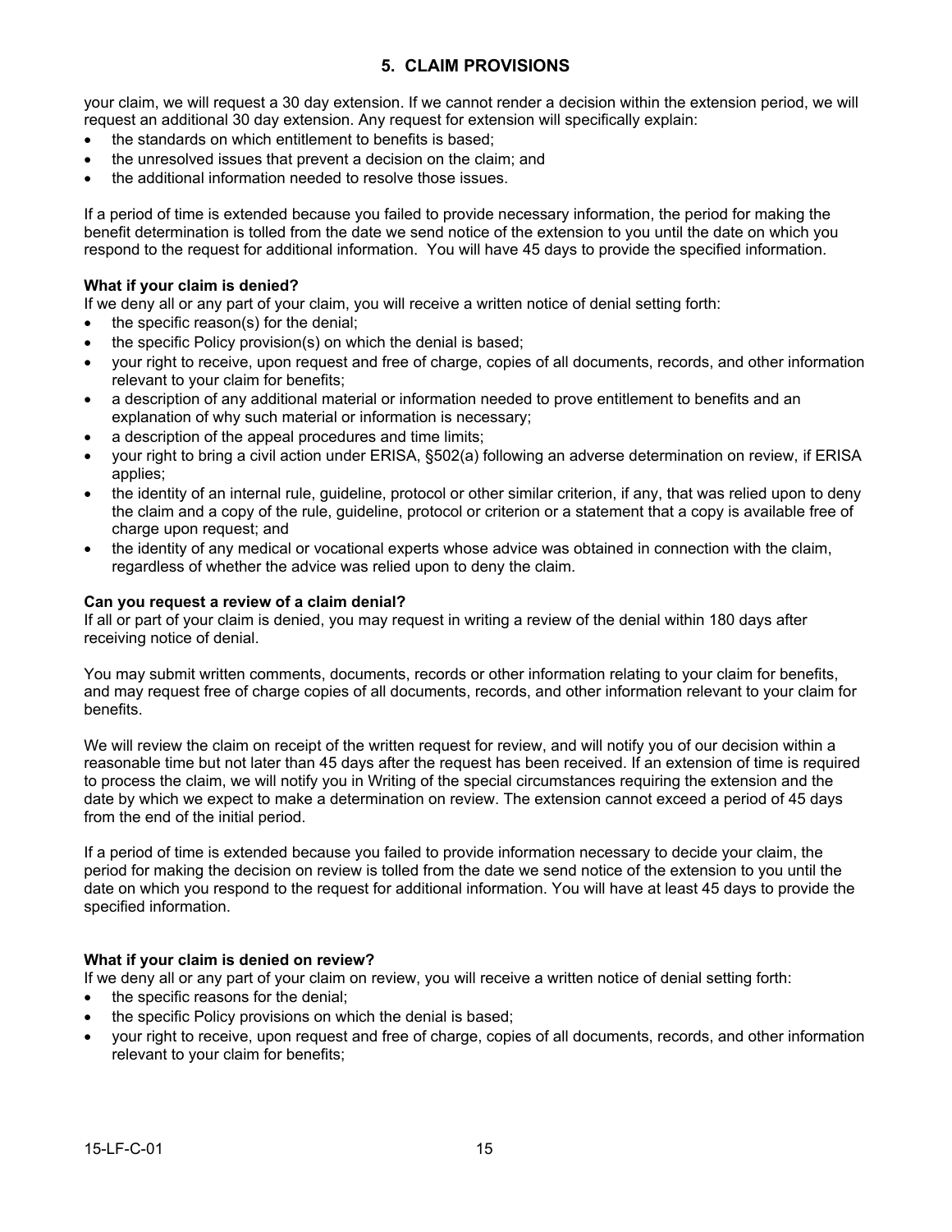## 5. CLAIM PROVISIONS

your claim, we will request a 30 day extension. If we cannot render a decision within the extension period, we will request an additional 30 day extension. Any request for extension will specifically explain:

- the standards on which entitlement to benefits is based;
- the unresolved issues that prevent a decision on the claim; and
- the additional information needed to resolve those issues.

If a period of time is extended because you failed to provide necessary information, the period for making the benefit determination is tolled from the date we send notice of the extension to you until the date on which you respond to the request for additional information. You will have 45 days to provide the specified information.

**What if your claim is denied?**

If we deny all or any part of your claim, you will receive a written notice of denial setting forth:

- the specific reason(s) for the denial;
- the specific Policy provision(s) on which the denial is based;
- your right to receive, upon request and free of charge, copies of all documents, records, and other information relevant to your claim for benefits;
- a description of any additional material or information needed to prove entitlement to benefits and an explanation of why such material or information is necessary;
- a description of the appeal procedures and time limits;
- your right to bring a civil action under ERISA, §502(a) following an adverse determination on review, if ERISA applies;
- the identity of an internal rule, guideline, protocol or other similar criterion, if any, that was relied upon to deny the claim and a copy of the rule, guideline, protocol or criterion or a statement that a copy is available free of charge upon request; and
- the identity of any medical or vocational experts whose advice was obtained in connection with the claim, regardless of whether the advice was relied upon to deny the claim.

**Can you request a review of a claim denial?**

If all or part of your claim is denied, you may request in writing a review of the denial within 180 days after receiving notice of denial.

You may submit written comments, documents, records or other information relating to your claim for benefits, and may request free of charge copies of all documents, records, and other information relevant to your claim for benefits.

We will review the claim on receipt of the written request for review, and will notify you of our decision within a reasonable time but not later than 45 days after the request has been received. If an extension of time is required to process the claim, we will notify you in Writing of the special circumstances requiring the extension and the date by which we expect to make a determination on review. The extension cannot exceed a period of 45 days from the end of the initial period.

If a period of time is extended because you failed to provide information necessary to decide your claim, the period for making the decision on review is tolled from the date we send notice of the extension to you until the date on which you respond to the request for additional information. You will have at least 45 days to provide the specified information.

**What if your claim is denied on review?**

If we deny all or any part of your claim on review, you will receive a written notice of denial setting forth:

- the specific reasons for the denial;
- the specific Policy provisions on which the denial is based;
- your right to receive, upon request and free of charge, copies of all documents, records, and other information relevant to your claim for benefits;

15-LF-C-01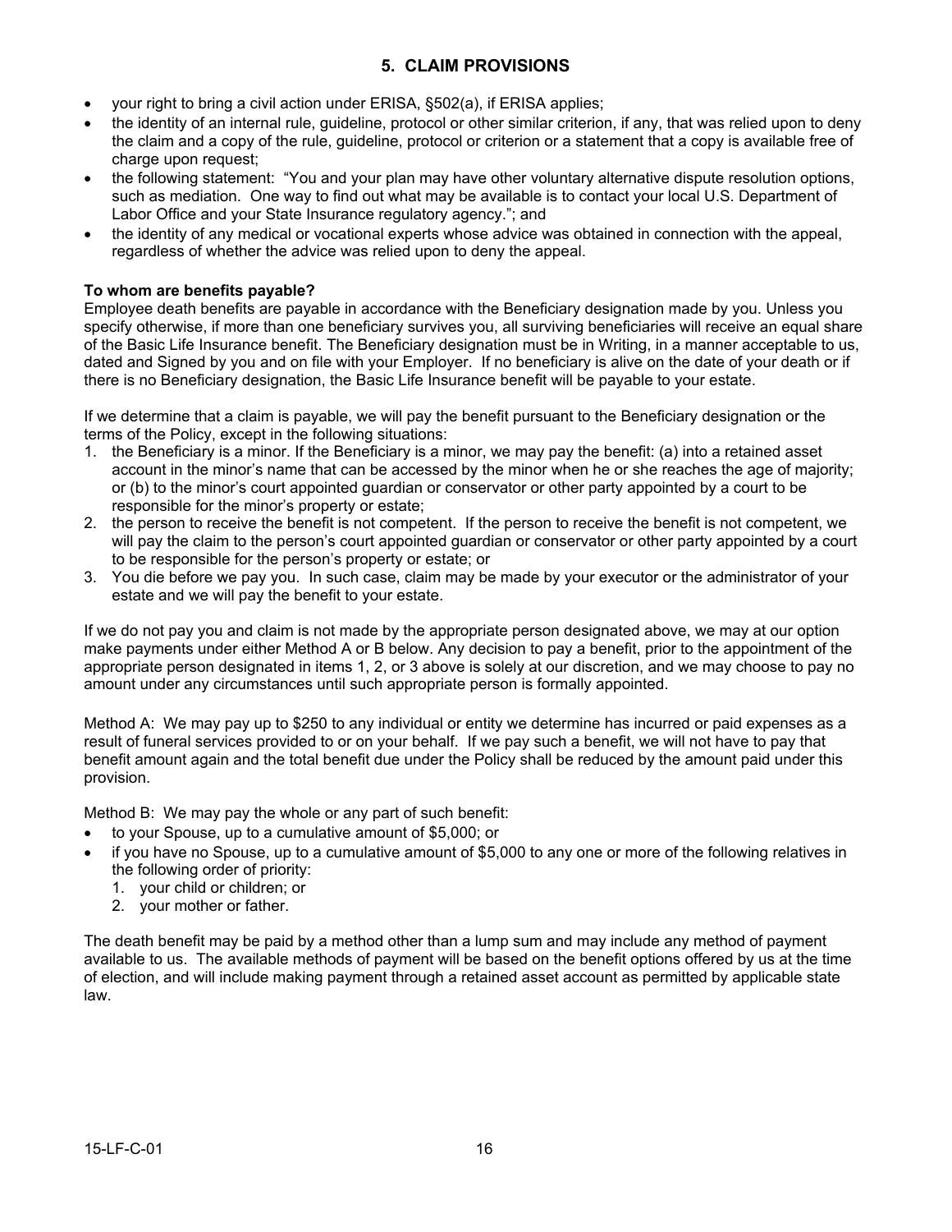## 5. CLAIM PROVISIONS

- your right to bring a civil action under ERISA, §502(a), if ERISA applies;
- the identity of an internal rule, guideline, protocol or other similar criterion, if any, that was relied upon to deny the claim and a copy of the rule, guideline, protocol or criterion or a statement that a copy is available free of charge upon request;
- the following statement: "You and your plan may have other voluntary alternative dispute resolution options, such as mediation. One way to find out what may be available is to contact your local U.S. Department of Labor Office and your State Insurance regulatory agency."; and
- the identity of any medical or vocational experts whose advice was obtained in connection with the appeal, regardless of whether the advice was relied upon to deny the appeal.

**To whom are benefits payable?**

Employee death benefits are payable in accordance with the Beneficiary designation made by you. Unless you specify otherwise, if more than one beneficiary survives you, all surviving beneficiaries will receive an equal share of the Basic Life Insurance benefit. The Beneficiary designation must be in Writing, in a manner acceptable to us, dated and Signed by you and on file with your Employer. If no beneficiary is alive on the date of your death or if there is no Beneficiary designation, the Basic Life Insurance benefit will be payable to your estate.

If we determine that a claim is payable, we will pay the benefit pursuant to the Beneficiary designation or the terms of the Policy, except in the following situations:

1. the Beneficiary is a minor. If the Beneficiary is a minor, we may pay the benefit: (a) into a retained asset account in the minor's name that can be accessed by the minor when he or she reaches the age of majority; or (b) to the minor's court appointed guardian or conservator or other party appointed by a court to be responsible for the minor's property or estate;
2. the person to receive the benefit is not competent. If the person to receive the benefit is not competent, we will pay the claim to the person's court appointed guardian or conservator or other party appointed by a court to be responsible for the person's property or estate; or
3. You die before we pay you. In such case, claim may be made by your executor or the administrator of your estate and we will pay the benefit to your estate.

If we do not pay you and claim is not made by the appropriate person designated above, we may at our option make payments under either Method A or B below. Any decision to pay a benefit, prior to the appointment of the appropriate person designated in items 1, 2, or 3 above is solely at our discretion, and we may choose to pay no amount under any circumstances until such appropriate person is formally appointed.

Method A: We may pay up to $250 to any individual or entity we determine has incurred or paid expenses as a result of funeral services provided to or on your behalf. If we pay such a benefit, we will not have to pay that benefit amount again and the total benefit due under the Policy shall be reduced by the amount paid under this provision.

Method B: We may pay the whole or any part of such benefit:

- to your Spouse, up to a cumulative amount of $5,000; or
- if you have no Spouse, up to a cumulative amount of $5,000 to any one or more of the following relatives in the following order of priority:
  1. your child or children; or
  2. your mother or father.

The death benefit may be paid by a method other than a lump sum and may include any method of payment available to us. The available methods of payment will be based on the benefit options offered by us at the time of election, and will include making payment through a retained asset account as permitted by applicable state law.

15-LF-C-01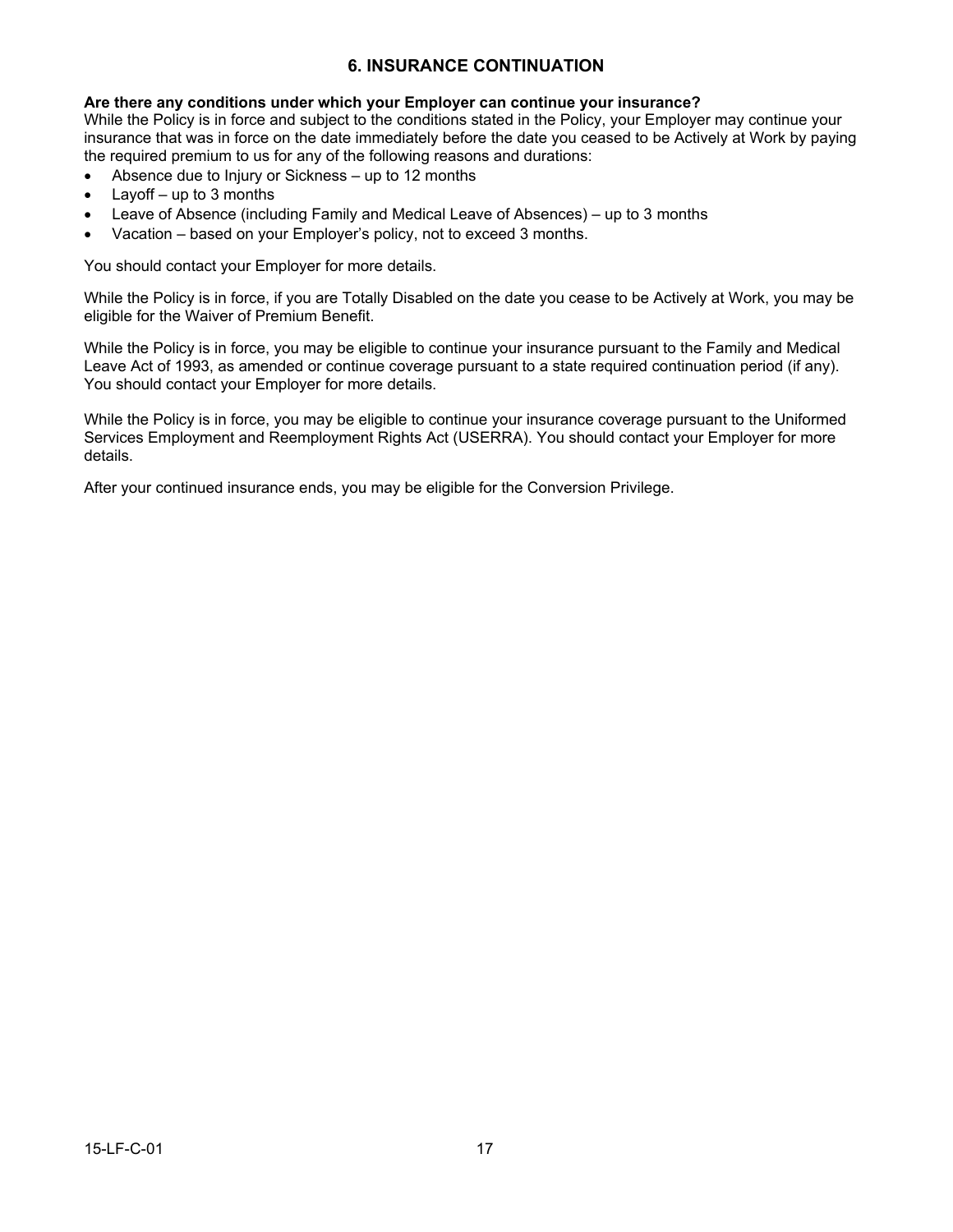## 6. INSURANCE CONTINUATION

**Are there any conditions under which your Employer can continue your insurance?**
While the Policy is in force and subject to the conditions stated in the Policy, your Employer may continue your insurance that was in force on the date immediately before the date you ceased to be Actively at Work by paying the required premium to us for any of the following reasons and durations:

- Absence due to Injury or Sickness – up to 12 months
- Layoff – up to 3 months
- Leave of Absence (including Family and Medical Leave of Absences) – up to 3 months
- Vacation – based on your Employer's policy, not to exceed 3 months.

You should contact your Employer for more details.

While the Policy is in force, if you are Totally Disabled on the date you cease to be Actively at Work, you may be eligible for the Waiver of Premium Benefit.

While the Policy is in force, you may be eligible to continue your insurance pursuant to the Family and Medical Leave Act of 1993, as amended or continue coverage pursuant to a state required continuation period (if any). You should contact your Employer for more details.

While the Policy is in force, you may be eligible to continue your insurance coverage pursuant to the Uniformed Services Employment and Reemployment Rights Act (USERRA). You should contact your Employer for more details.

After your continued insurance ends, you may be eligible for the Conversion Privilege.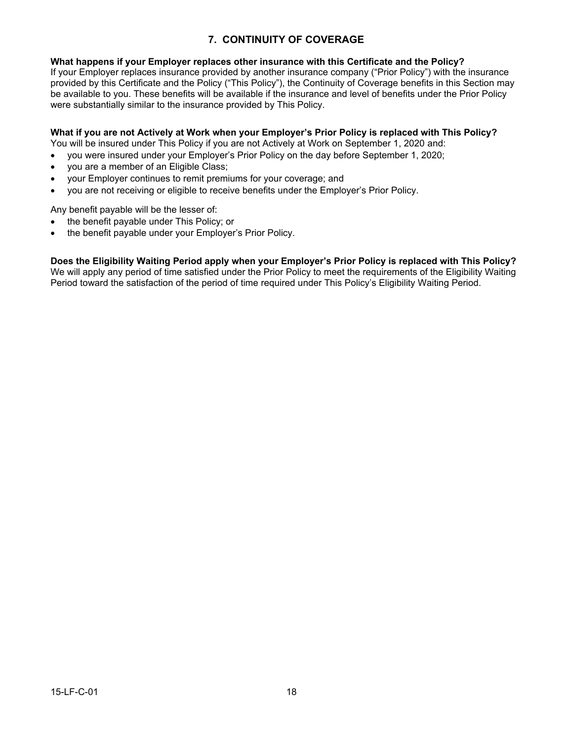## 7. CONTINUITY OF COVERAGE

**What happens if your Employer replaces other insurance with this Certificate and the Policy?**

If your Employer replaces insurance provided by another insurance company ("Prior Policy") with the insurance provided by this Certificate and the Policy ("This Policy"), the Continuity of Coverage benefits in this Section may be available to you. These benefits will be available if the insurance and level of benefits under the Prior Policy were substantially similar to the insurance provided by This Policy.

**What if you are not Actively at Work when your Employer's Prior Policy is replaced with This Policy?**

You will be insured under This Policy if you are not Actively at Work on September 1, 2020 and:

- you were insured under your Employer's Prior Policy on the day before September 1, 2020;
- you are a member of an Eligible Class;
- your Employer continues to remit premiums for your coverage; and
- you are not receiving or eligible to receive benefits under the Employer's Prior Policy.

Any benefit payable will be the lesser of:

- the benefit payable under This Policy; or
- the benefit payable under your Employer's Prior Policy.

**Does the Eligibility Waiting Period apply when your Employer's Prior Policy is replaced with This Policy?**

We will apply any period of time satisfied under the Prior Policy to meet the requirements of the Eligibility Waiting Period toward the satisfaction of the period of time required under This Policy's Eligibility Waiting Period.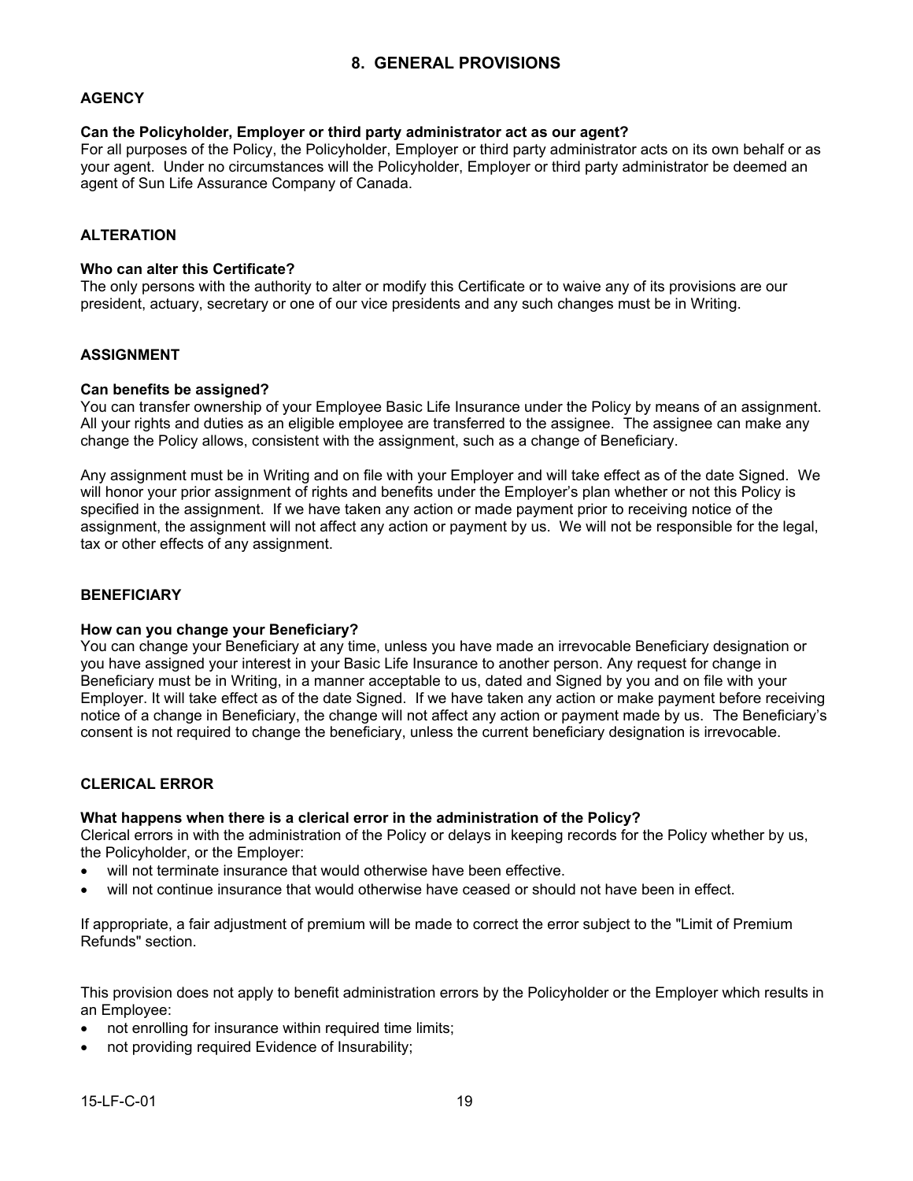## 8. GENERAL PROVISIONS

### AGENCY

**Can the Policyholder, Employer or third party administrator act as our agent?**
For all purposes of the Policy, the Policyholder, Employer or third party administrator acts on its own behalf or as your agent. Under no circumstances will the Policyholder, Employer or third party administrator be deemed an agent of Sun Life Assurance Company of Canada.

### ALTERATION

**Who can alter this Certificate?**
The only persons with the authority to alter or modify this Certificate or to waive any of its provisions are our president, actuary, secretary or one of our vice presidents and any such changes must be in Writing.

### ASSIGNMENT

**Can benefits be assigned?**
You can transfer ownership of your Employee Basic Life Insurance under the Policy by means of an assignment. All your rights and duties as an eligible employee are transferred to the assignee. The assignee can make any change the Policy allows, consistent with the assignment, such as a change of Beneficiary.

Any assignment must be in Writing and on file with your Employer and will take effect as of the date Signed. We will honor your prior assignment of rights and benefits under the Employer's plan whether or not this Policy is specified in the assignment. If we have taken any action or made payment prior to receiving notice of the assignment, the assignment will not affect any action or payment by us. We will not be responsible for the legal, tax or other effects of any assignment.

### BENEFICIARY

**How can you change your Beneficiary?**
You can change your Beneficiary at any time, unless you have made an irrevocable Beneficiary designation or you have assigned your interest in your Basic Life Insurance to another person. Any request for change in Beneficiary must be in Writing, in a manner acceptable to us, dated and Signed by you and on file with your Employer. It will take effect as of the date Signed. If we have taken any action or make payment before receiving notice of a change in Beneficiary, the change will not affect any action or payment made by us. The Beneficiary's consent is not required to change the beneficiary, unless the current beneficiary designation is irrevocable.

### CLERICAL ERROR

**What happens when there is a clerical error in the administration of the Policy?**
Clerical errors in with the administration of the Policy or delays in keeping records for the Policy whether by us, the Policyholder, or the Employer:

- will not terminate insurance that would otherwise have been effective.
- will not continue insurance that would otherwise have ceased or should not have been in effect.

If appropriate, a fair adjustment of premium will be made to correct the error subject to the "Limit of Premium Refunds" section.

This provision does not apply to benefit administration errors by the Policyholder or the Employer which results in an Employee:

- not enrolling for insurance within required time limits;
- not providing required Evidence of Insurability;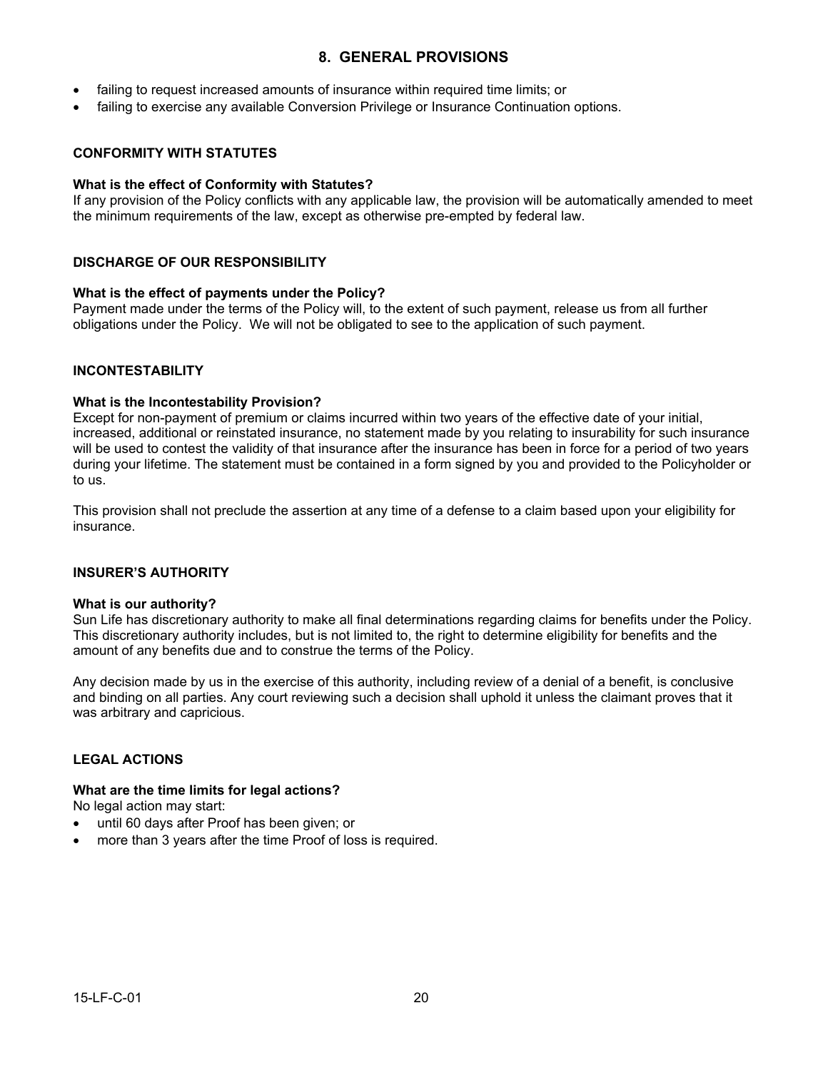## 8. GENERAL PROVISIONS

- failing to request increased amounts of insurance within required time limits; or
- failing to exercise any available Conversion Privilege or Insurance Continuation options.

### CONFORMITY WITH STATUTES

**What is the effect of Conformity with Statutes?**
If any provision of the Policy conflicts with any applicable law, the provision will be automatically amended to meet the minimum requirements of the law, except as otherwise pre-empted by federal law.

### DISCHARGE OF OUR RESPONSIBILITY

**What is the effect of payments under the Policy?**
Payment made under the terms of the Policy will, to the extent of such payment, release us from all further obligations under the Policy. We will not be obligated to see to the application of such payment.

### INCONTESTABILITY

**What is the Incontestability Provision?**
Except for non-payment of premium or claims incurred within two years of the effective date of your initial, increased, additional or reinstated insurance, no statement made by you relating to insurability for such insurance will be used to contest the validity of that insurance after the insurance has been in force for a period of two years during your lifetime. The statement must be contained in a form signed by you and provided to the Policyholder or to us.

This provision shall not preclude the assertion at any time of a defense to a claim based upon your eligibility for insurance.

### INSURER'S AUTHORITY

**What is our authority?**
Sun Life has discretionary authority to make all final determinations regarding claims for benefits under the Policy. This discretionary authority includes, but is not limited to, the right to determine eligibility for benefits and the amount of any benefits due and to construe the terms of the Policy.

Any decision made by us in the exercise of this authority, including review of a denial of a benefit, is conclusive and binding on all parties. Any court reviewing such a decision shall uphold it unless the claimant proves that it was arbitrary and capricious.

### LEGAL ACTIONS

**What are the time limits for legal actions?**
No legal action may start:

- until 60 days after Proof has been given; or
- more than 3 years after the time Proof of loss is required.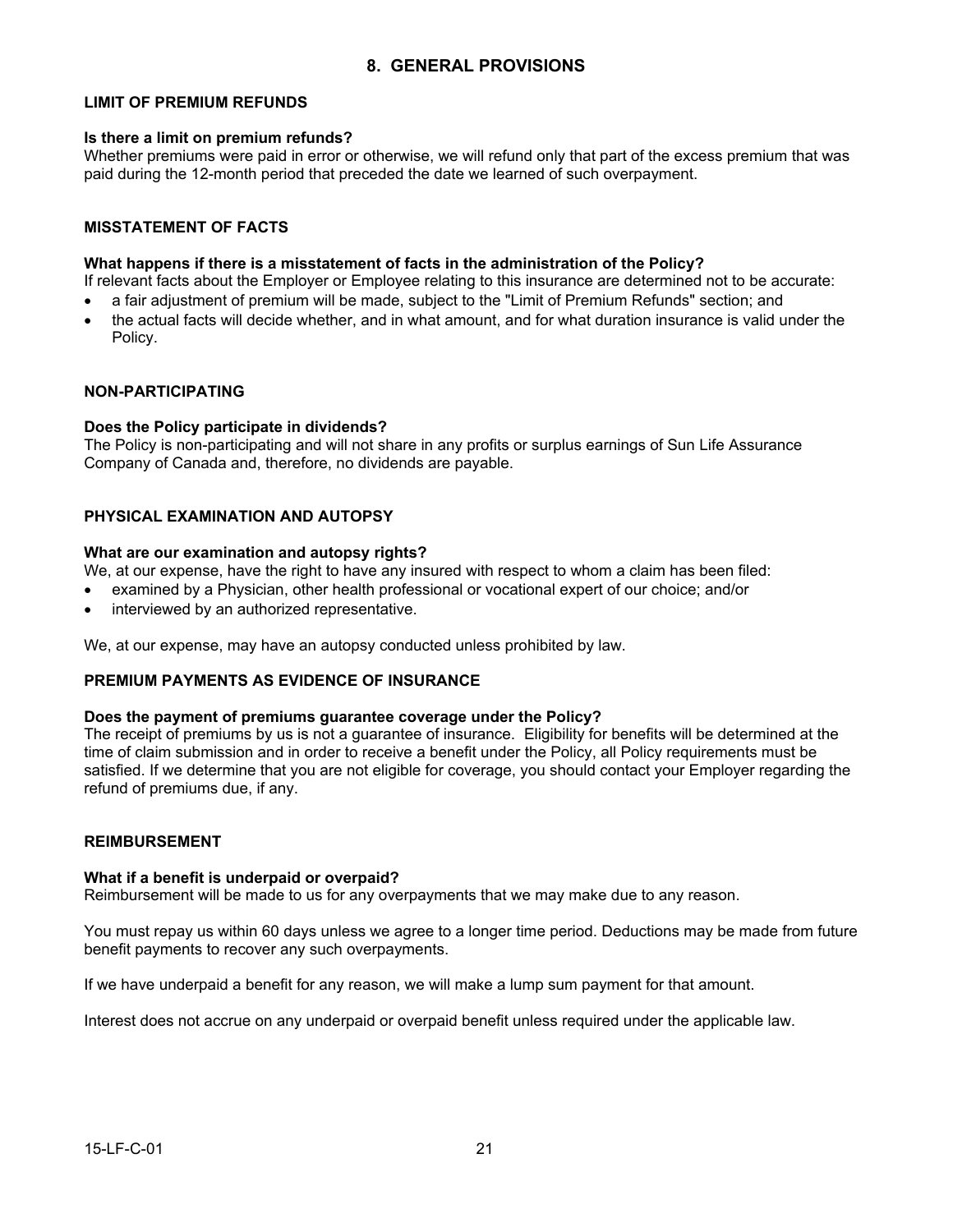# 8. GENERAL PROVISIONS

## LIMIT OF PREMIUM REFUNDS

**Is there a limit on premium refunds?**
Whether premiums were paid in error or otherwise, we will refund only that part of the excess premium that was paid during the 12-month period that preceded the date we learned of such overpayment.

## MISSTATEMENT OF FACTS

**What happens if there is a misstatement of facts in the administration of the Policy?**
If relevant facts about the Employer or Employee relating to this insurance are determined not to be accurate:

- a fair adjustment of premium will be made, subject to the "Limit of Premium Refunds" section; and
- the actual facts will decide whether, and in what amount, and for what duration insurance is valid under the Policy.

## NON-PARTICIPATING

**Does the Policy participate in dividends?**
The Policy is non-participating and will not share in any profits or surplus earnings of Sun Life Assurance Company of Canada and, therefore, no dividends are payable.

## PHYSICAL EXAMINATION AND AUTOPSY

**What are our examination and autopsy rights?**
We, at our expense, have the right to have any insured with respect to whom a claim has been filed:

- examined by a Physician, other health professional or vocational expert of our choice; and/or
- interviewed by an authorized representative.

We, at our expense, may have an autopsy conducted unless prohibited by law.

## PREMIUM PAYMENTS AS EVIDENCE OF INSURANCE

**Does the payment of premiums guarantee coverage under the Policy?**
The receipt of premiums by us is not a guarantee of insurance. Eligibility for benefits will be determined at the time of claim submission and in order to receive a benefit under the Policy, all Policy requirements must be satisfied. If we determine that you are not eligible for coverage, you should contact your Employer regarding the refund of premiums due, if any.

## REIMBURSEMENT

**What if a benefit is underpaid or overpaid?**
Reimbursement will be made to us for any overpayments that we may make due to any reason.

You must repay us within 60 days unless we agree to a longer time period. Deductions may be made from future benefit payments to recover any such overpayments.

If we have underpaid a benefit for any reason, we will make a lump sum payment for that amount.

Interest does not accrue on any underpaid or overpaid benefit unless required under the applicable law.

15-LF-C-01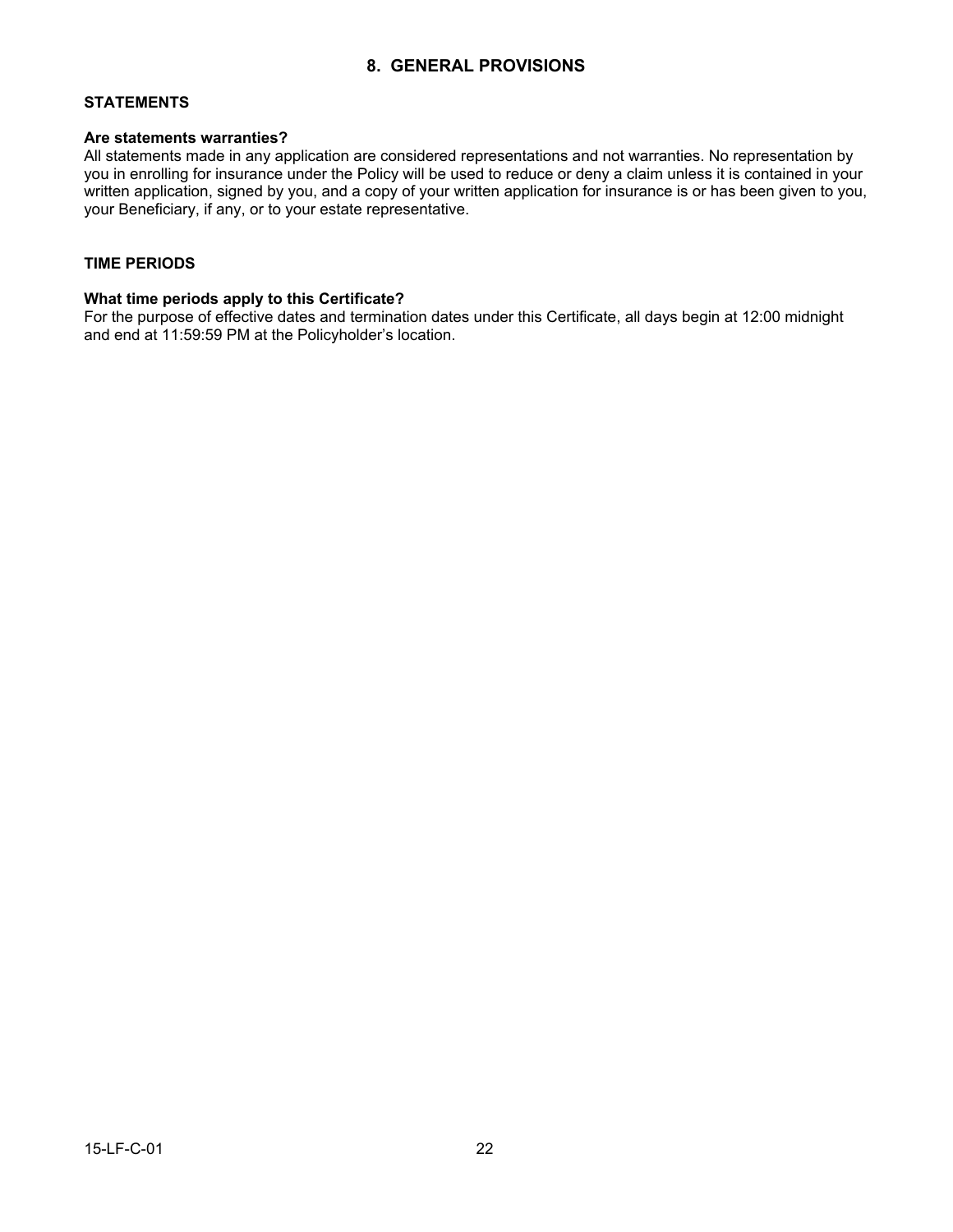## 8. GENERAL PROVISIONS

### STATEMENTS

**Are statements warranties?**

All statements made in any application are considered representations and not warranties. No representation by you in enrolling for insurance under the Policy will be used to reduce or deny a claim unless it is contained in your written application, signed by you, and a copy of your written application for insurance is or has been given to you, your Beneficiary, if any, or to your estate representative.

### TIME PERIODS

**What time periods apply to this Certificate?**

For the purpose of effective dates and termination dates under this Certificate, all days begin at 12:00 midnight and end at 11:59:59 PM at the Policyholder's location.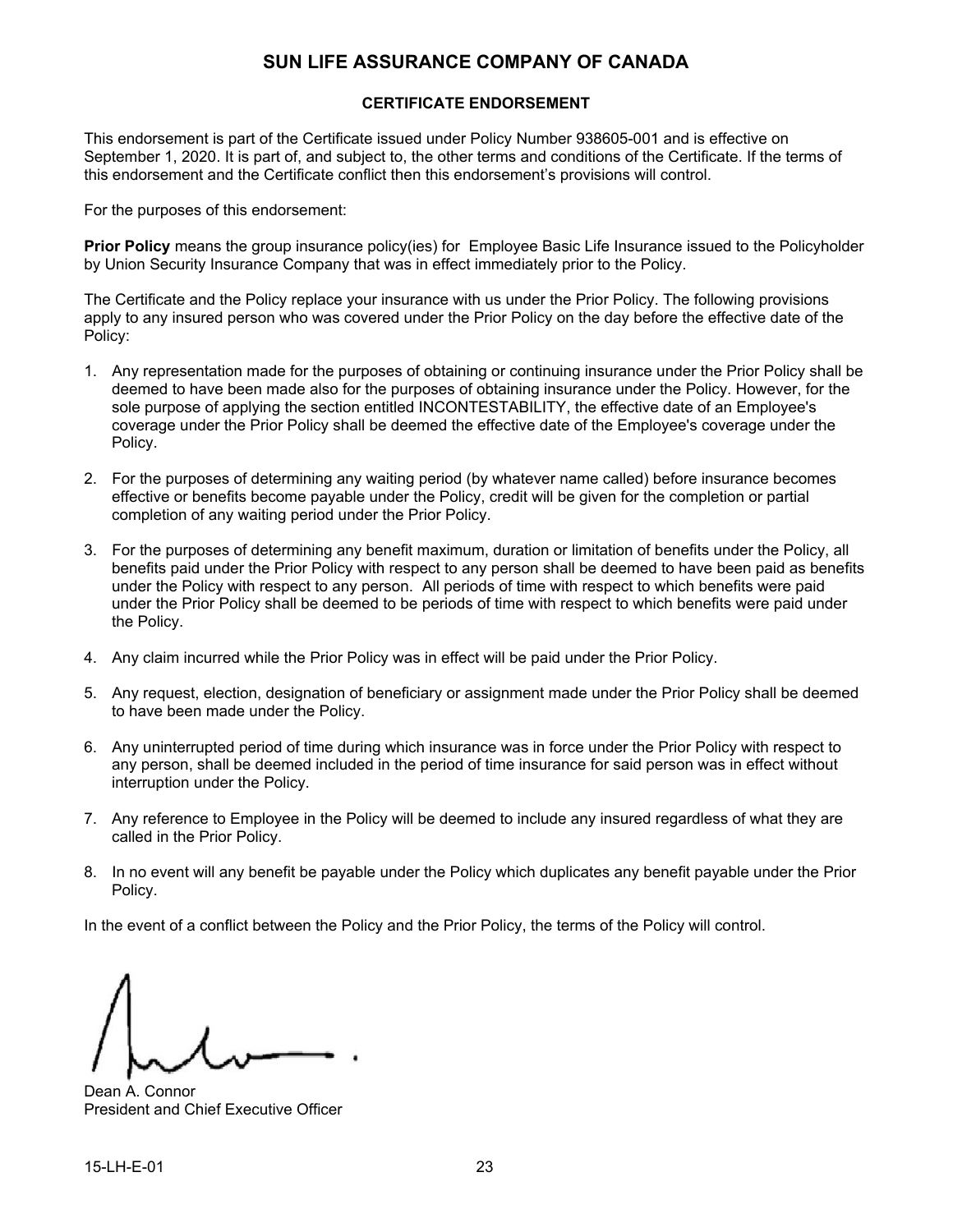# SUN LIFE ASSURANCE COMPANY OF CANADA

## CERTIFICATE ENDORSEMENT

This endorsement is part of the Certificate issued under Policy Number 938605-001 and is effective on September 1, 2020. It is part of, and subject to, the other terms and conditions of the Certificate. If the terms of this endorsement and the Certificate conflict then this endorsement's provisions will control.

For the purposes of this endorsement:

**Prior Policy** means the group insurance policy(ies) for Employee Basic Life Insurance issued to the Policyholder by Union Security Insurance Company that was in effect immediately prior to the Policy.

The Certificate and the Policy replace your insurance with us under the Prior Policy. The following provisions apply to any insured person who was covered under the Prior Policy on the day before the effective date of the Policy:

1. Any representation made for the purposes of obtaining or continuing insurance under the Prior Policy shall be deemed to have been made also for the purposes of obtaining insurance under the Policy. However, for the sole purpose of applying the section entitled INCONTESTABILITY, the effective date of an Employee's coverage under the Prior Policy shall be deemed the effective date of the Employee's coverage under the Policy.

2. For the purposes of determining any waiting period (by whatever name called) before insurance becomes effective or benefits become payable under the Policy, credit will be given for the completion or partial completion of any waiting period under the Prior Policy.

3. For the purposes of determining any benefit maximum, duration or limitation of benefits under the Policy, all benefits paid under the Prior Policy with respect to any person shall be deemed to have been paid as benefits under the Policy with respect to any person. All periods of time with respect to which benefits were paid under the Prior Policy shall be deemed to be periods of time with respect to which benefits were paid under the Policy.

4. Any claim incurred while the Prior Policy was in effect will be paid under the Prior Policy.

5. Any request, election, designation of beneficiary or assignment made under the Prior Policy shall be deemed to have been made under the Policy.

6. Any uninterrupted period of time during which insurance was in force under the Prior Policy with respect to any person, shall be deemed included in the period of time insurance for said person was in effect without interruption under the Policy.

7. Any reference to Employee in the Policy will be deemed to include any insured regardless of what they are called in the Prior Policy.

8. In no event will any benefit be payable under the Policy which duplicates any benefit payable under the Prior Policy.

In the event of a conflict between the Policy and the Prior Policy, the terms of the Policy will control.

Dean A. Connor
President and Chief Executive Officer

15-LH-E-01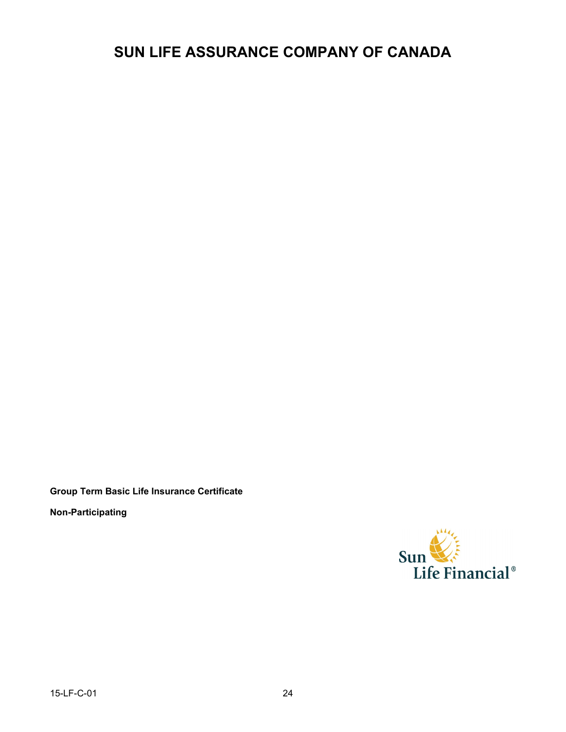# SUN LIFE ASSURANCE COMPANY OF CANADA

**Group Term Basic Life Insurance Certificate**

**Non-Participating**

15-LF-C-01